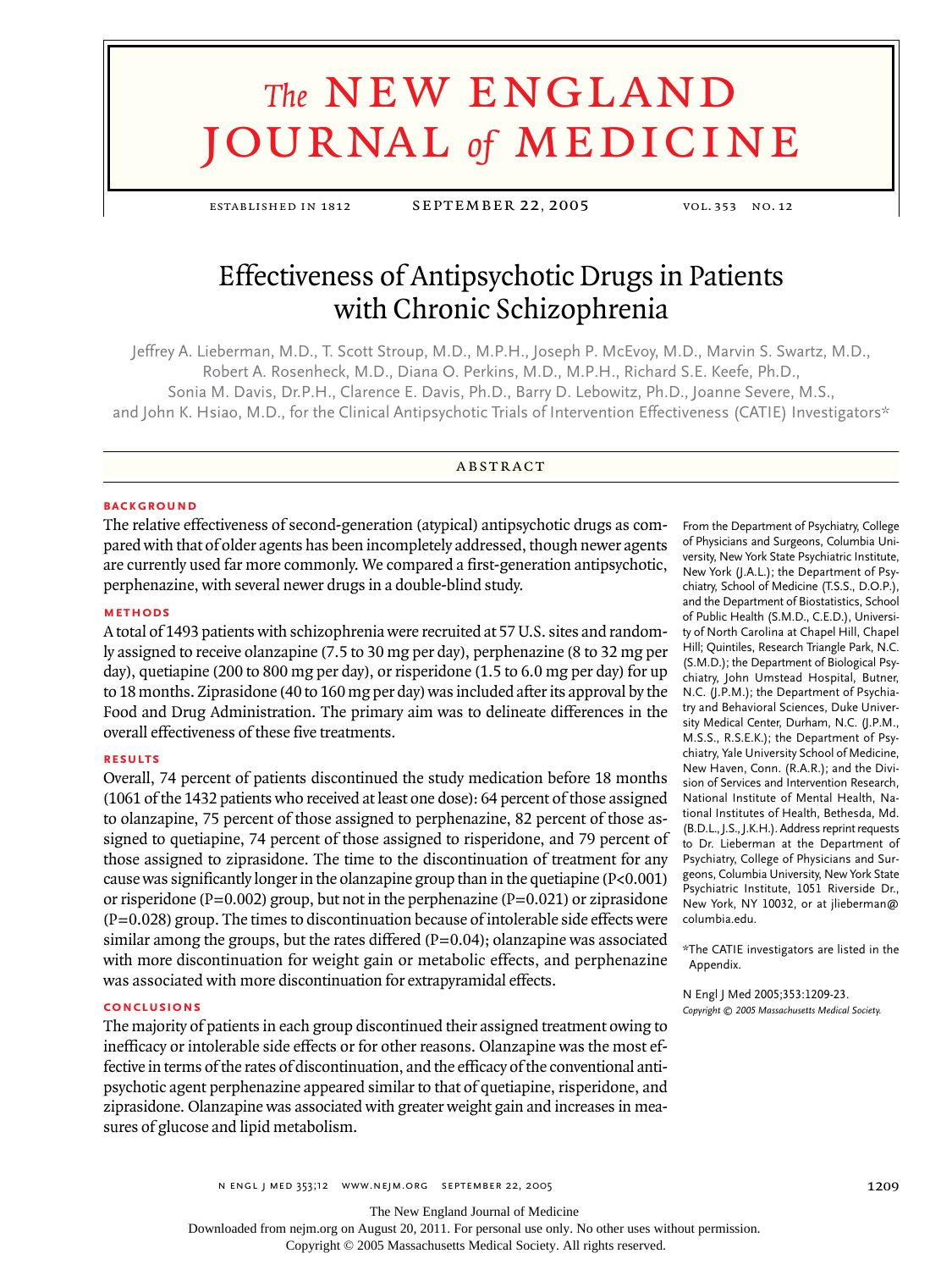# The NEW ENGLAND JOURNAL of MEDICINE

ESTABLISHED IN 1812 — SEPTEMBER 22, 2005 — VOL. 353 NO. 12

## Effectiveness of Antipsychotic Drugs in Patients with Chronic Schizophrenia

Jeffrey A. Lieberman, M.D., T. Scott Stroup, M.D., M.P.H., Joseph P. McEvoy, M.D., Marvin S. Swartz, M.D., Robert A. Rosenheck, M.D., Diana O. Perkins, M.D., M.P.H., Richard S.E. Keefe, Ph.D., Sonia M. Davis, Dr.P.H., Clarence E. Davis, Ph.D., Barry D. Lebowitz, Ph.D., Joanne Severe, M.S., and John K. Hsiao, M.D., for the Clinical Antipsychotic Trials of Intervention Effectiveness (CATIE) Investigators*

### ABSTRACT

#### BACKGROUND

The relative effectiveness of second-generation (atypical) antipsychotic drugs as compared with that of older agents has been incompletely addressed, though newer agents are currently used far more commonly. We compared a first-generation antipsychotic, perphenazine, with several newer drugs in a double-blind study.

#### METHODS

A total of 1493 patients with schizophrenia were recruited at 57 U.S. sites and randomly assigned to receive olanzapine (7.5 to 30 mg per day), perphenazine (8 to 32 mg per day), quetiapine (200 to 800 mg per day), or risperidone (1.5 to 6.0 mg per day) for up to 18 months. Ziprasidone (40 to 160 mg per day) was included after its approval by the Food and Drug Administration. The primary aim was to delineate differences in the overall effectiveness of these five treatments.

#### RESULTS

Overall, 74 percent of patients discontinued the study medication before 18 months (1061 of the 1432 patients who received at least one dose): 64 percent of those assigned to olanzapine, 75 percent of those assigned to perphenazine, 82 percent of those assigned to quetiapine, 74 percent of those assigned to risperidone, and 79 percent of those assigned to ziprasidone. The time to the discontinuation of treatment for any cause was significantly longer in the olanzapine group than in the quetiapine ($P<0.001$) or risperidone ($P=0.002$) group, but not in the perphenazine ($P=0.021$) or ziprasidone ($P=0.028$) group. The times to discontinuation because of intolerable side effects were similar among the groups, but the rates differed ($P=0.04$); olanzapine was associated with more discontinuation for weight gain or metabolic effects, and perphenazine was associated with more discontinuation for extrapyramidal effects.

#### CONCLUSIONS

The majority of patients in each group discontinued their assigned treatment owing to inefficacy or intolerable side effects or for other reasons. Olanzapine was the most effective in terms of the rates of discontinuation, and the efficacy of the conventional antipsychotic agent perphenazine appeared similar to that of quetiapine, risperidone, and ziprasidone. Olanzapine was associated with greater weight gain and increases in measures of glucose and lipid metabolism.

From the Department of Psychiatry, College of Physicians and Surgeons, Columbia University, New York State Psychiatric Institute, New York (J.A.L.); the Department of Psychiatry, School of Medicine (T.S.S., D.O.P.), and the Department of Biostatistics, School of Public Health (S.M.D., C.E.D.), University of North Carolina at Chapel Hill, Chapel Hill; Quintiles, Research Triangle Park, N.C. (S.M.D.); the Department of Biological Psychiatry, John Umstead Hospital, Butner, N.C. (J.P.M.); the Department of Psychiatry and Behavioral Sciences, Duke University Medical Center, Durham, N.C. (J.P.M., M.S.S., R.S.E.K.); the Department of Psychiatry, Yale University School of Medicine, New Haven, Conn. (R.A.R.); and the Division of Services and Intervention Research, National Institute of Mental Health, National Institutes of Health, Bethesda, Md. (B.D.L., J.S., J.K.H.). Address reprint requests to Dr. Lieberman at the Department of Psychiatry, College of Physicians and Surgeons, Columbia University, New York State Psychiatric Institute, 1051 Riverside Dr., New York, NY 10032, or at jlieberman@columbia.edu.

*The CATIE investigators are listed in the Appendix.

N Engl J Med 2005;353:1209-23.
*Copyright © 2005 Massachusetts Medical Society.*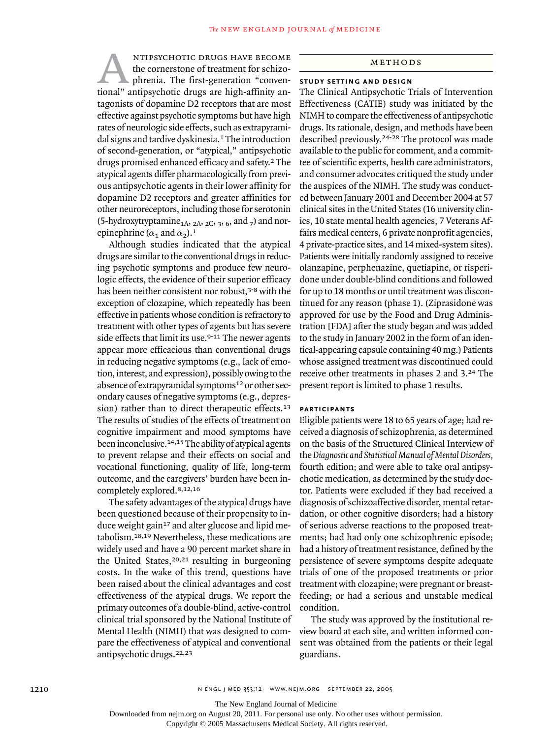Antipsychotic drugs have become the cornerstone of treatment for schizophrenia. The first-generation "conventional" antipsychotic drugs are high-affinity antagonists of dopamine D2 receptors that are most effective against psychotic symptoms but have high rates of neurologic side effects, such as extrapyramidal signs and tardive dyskinesia.[1] The introduction of second-generation, or "atypical," antipsychotic drugs promised enhanced efficacy and safety.[2] The atypical agents differ pharmacologically from previous antipsychotic agents in their lower affinity for dopamine D2 receptors and greater affinities for other neuroreceptors, including those for serotonin (5-hydroxytryptamine$_{1A, 2A, 2C, 3, 6,}$ and $_7$) and norepinephrine ($\alpha_1$ and $\alpha_2$).[1]

Although studies indicated that the atypical drugs are similar to the conventional drugs in reducing psychotic symptoms and produce few neurologic effects, the evidence of their superior efficacy has been neither consistent nor robust,[3-8] with the exception of clozapine, which repeatedly has been effective in patients whose condition is refractory to treatment with other types of agents but has severe side effects that limit its use.[9-11] The newer agents appear more efficacious than conventional drugs in reducing negative symptoms (e.g., lack of emotion, interest, and expression), possibly owing to the absence of extrapyramidal symptoms[12] or other secondary causes of negative symptoms (e.g., depression) rather than to direct therapeutic effects.[13] The results of studies of the effects of treatment on cognitive impairment and mood symptoms have been inconclusive.[14,15] The ability of atypical agents to prevent relapse and their effects on social and vocational functioning, quality of life, long-term outcome, and the caregivers' burden have been incompletely explored.[8,12,16]

The safety advantages of the atypical drugs have been questioned because of their propensity to induce weight gain[17] and alter glucose and lipid metabolism.[18,19] Nevertheless, these medications are widely used and have a 90 percent market share in the United States,[20,21] resulting in burgeoning costs. In the wake of this trend, questions have been raised about the clinical advantages and cost effectiveness of the atypical drugs. We report the primary outcomes of a double-blind, active-control clinical trial sponsored by the National Institute of Mental Health (NIMH) that was designed to compare the effectiveness of atypical and conventional antipsychotic drugs.[22,23]

## METHODS

### STUDY SETTING AND DESIGN

The Clinical Antipsychotic Trials of Intervention Effectiveness (CATIE) study was initiated by the NIMH to compare the effectiveness of antipsychotic drugs. Its rationale, design, and methods have been described previously.[24-28] The protocol was made available to the public for comment, and a committee of scientific experts, health care administrators, and consumer advocates critiqued the study under the auspices of the NIMH. The study was conducted between January 2001 and December 2004 at 57 clinical sites in the United States (16 university clinics, 10 state mental health agencies, 7 Veterans Affairs medical centers, 6 private nonprofit agencies, 4 private-practice sites, and 14 mixed-system sites). Patients were initially randomly assigned to receive olanzapine, perphenazine, quetiapine, or risperidone under double-blind conditions and followed for up to 18 months or until treatment was discontinued for any reason (phase 1). (Ziprasidone was approved for use by the Food and Drug Administration [FDA] after the study began and was added to the study in January 2002 in the form of an identical-appearing capsule containing 40 mg.) Patients whose assigned treatment was discontinued could receive other treatments in phases 2 and 3.[24] The present report is limited to phase 1 results.

### PARTICIPANTS

Eligible patients were 18 to 65 years of age; had received a diagnosis of schizophrenia, as determined on the basis of the Structured Clinical Interview of the *Diagnostic and Statistical Manual of Mental Disorders*, fourth edition; and were able to take oral antipsychotic medication, as determined by the study doctor. Patients were excluded if they had received a diagnosis of schizoaffective disorder, mental retardation, or other cognitive disorders; had a history of serious adverse reactions to the proposed treatments; had had only one schizophrenic episode; had a history of treatment resistance, defined by the persistence of severe symptoms despite adequate trials of one of the proposed treatments or prior treatment with clozapine; were pregnant or breast-feeding; or had a serious and unstable medical condition.

The study was approved by the institutional review board at each site, and written informed consent was obtained from the patients or their legal guardians.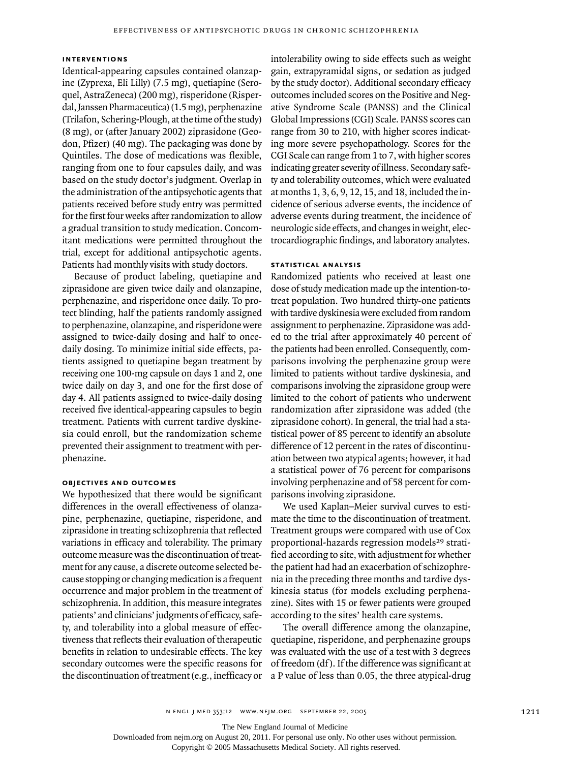### INTERVENTIONS

Identical-appearing capsules contained olanzapine (Zyprexa, Eli Lilly) (7.5 mg), quetiapine (Seroquel, AstraZeneca) (200 mg), risperidone (Risperdal, Janssen Pharmaceutica) (1.5 mg), perphenazine (Trilafon, Schering-Plough, at the time of the study) (8 mg), or (after January 2002) ziprasidone (Geodon, Pfizer) (40 mg). The packaging was done by Quintiles. The dose of medications was flexible, ranging from one to four capsules daily, and was based on the study doctor's judgment. Overlap in the administration of the antipsychotic agents that patients received before study entry was permitted for the first four weeks after randomization to allow a gradual transition to study medication. Concomitant medications were permitted throughout the trial, except for additional antipsychotic agents. Patients had monthly visits with study doctors.

Because of product labeling, quetiapine and ziprasidone are given twice daily and olanzapine, perphenazine, and risperidone once daily. To protect blinding, half the patients randomly assigned to perphenazine, olanzapine, and risperidone were assigned to twice-daily dosing and half to once-daily dosing. To minimize initial side effects, patients assigned to quetiapine began treatment by receiving one 100-mg capsule on days 1 and 2, one twice daily on day 3, and one for the first dose of day 4. All patients assigned to twice-daily dosing received five identical-appearing capsules to begin treatment. Patients with current tardive dyskinesia could enroll, but the randomization scheme prevented their assignment to treatment with perphenazine.

### OBJECTIVES AND OUTCOMES

We hypothesized that there would be significant differences in the overall effectiveness of olanzapine, perphenazine, quetiapine, risperidone, and ziprasidone in treating schizophrenia that reflected variations in efficacy and tolerability. The primary outcome measure was the discontinuation of treatment for any cause, a discrete outcome selected because stopping or changing medication is a frequent occurrence and major problem in the treatment of schizophrenia. In addition, this measure integrates patients' and clinicians' judgments of efficacy, safety, and tolerability into a global measure of effectiveness that reflects their evaluation of therapeutic benefits in relation to undesirable effects. The key secondary outcomes were the specific reasons for the discontinuation of treatment (e.g., inefficacy or intolerability owing to side effects such as weight gain, extrapyramidal signs, or sedation as judged by the study doctor). Additional secondary efficacy outcomes included scores on the Positive and Negative Syndrome Scale (PANSS) and the Clinical Global Impressions (CGI) Scale. PANSS scores can range from 30 to 210, with higher scores indicating more severe psychopathology. Scores for the CGI Scale can range from 1 to 7, with higher scores indicating greater severity of illness. Secondary safety and tolerability outcomes, which were evaluated at months 1, 3, 6, 9, 12, 15, and 18, included the incidence of serious adverse events, the incidence of adverse events during treatment, the incidence of neurologic side effects, and changes in weight, electrocardiographic findings, and laboratory analytes.

### STATISTICAL ANALYSIS

Randomized patients who received at least one dose of study medication made up the intention-to-treat population. Two hundred thirty-one patients with tardive dyskinesia were excluded from random assignment to perphenazine. Ziprasidone was added to the trial after approximately 40 percent of the patients had been enrolled. Consequently, comparisons involving the perphenazine group were limited to patients without tardive dyskinesia, and comparisons involving the ziprasidone group were limited to the cohort of patients who underwent randomization after ziprasidone was added (the ziprasidone cohort). In general, the trial had a statistical power of 85 percent to identify an absolute difference of 12 percent in the rates of discontinuation between two atypical agents; however, it had a statistical power of 76 percent for comparisons involving perphenazine and of 58 percent for comparisons involving ziprasidone.

We used Kaplan–Meier survival curves to estimate the time to the discontinuation of treatment. Treatment groups were compared with use of Cox proportional-hazards regression models[29] stratified according to site, with adjustment for whether the patient had had an exacerbation of schizophrenia in the preceding three months and tardive dyskinesia status (for models excluding perphenazine). Sites with 15 or fewer patients were grouped according to the sites' health care systems.

The overall difference among the olanzapine, quetiapine, risperidone, and perphenazine groups was evaluated with the use of a test with 3 degrees of freedom (df). If the difference was significant at a P value of less than 0.05, the three atypical-drug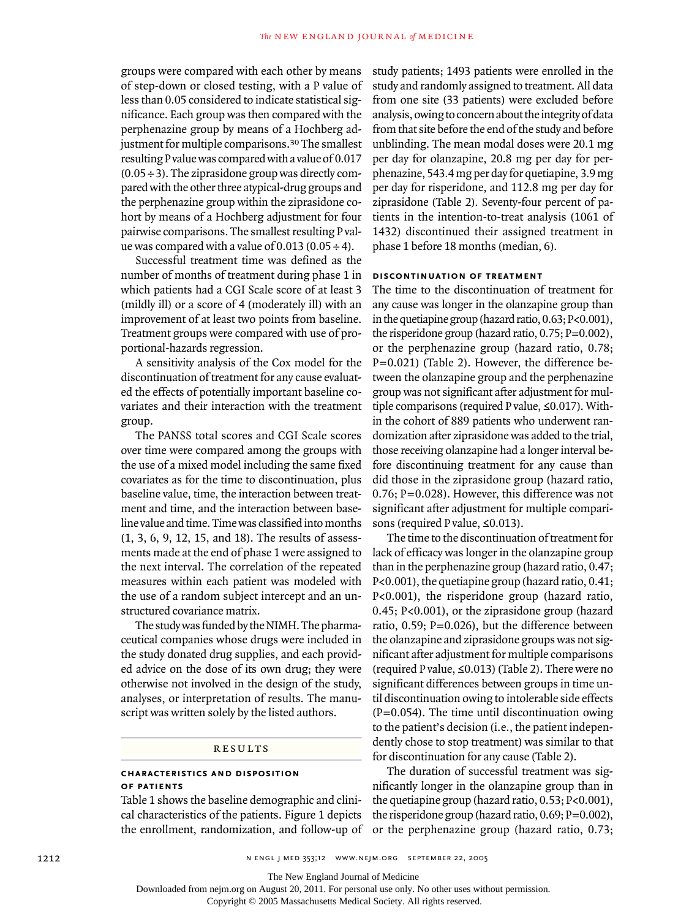groups were compared with each other by means of step-down or closed testing, with a P value of less than 0.05 considered to indicate statistical significance. Each group was then compared with the perphenazine group by means of a Hochberg adjustment for multiple comparisons.[30] The smallest resulting P value was compared with a value of 0.017 (0.05 ÷ 3). The ziprasidone group was directly compared with the other three atypical-drug groups and the perphenazine group within the ziprasidone cohort by means of a Hochberg adjustment for four pairwise comparisons. The smallest resulting P value was compared with a value of 0.013 (0.05 ÷ 4).

Successful treatment time was defined as the number of months of treatment during phase 1 in which patients had a CGI Scale score of at least 3 (mildly ill) or a score of 4 (moderately ill) with an improvement of at least two points from baseline. Treatment groups were compared with use of proportional-hazards regression.

A sensitivity analysis of the Cox model for the discontinuation of treatment for any cause evaluated the effects of potentially important baseline covariates and their interaction with the treatment group.

The PANSS total scores and CGI Scale scores over time were compared among the groups with the use of a mixed model including the same fixed covariates as for the time to discontinuation, plus baseline value, time, the interaction between treatment and time, and the interaction between baseline value and time. Time was classified into months (1, 3, 6, 9, 12, 15, and 18). The results of assessments made at the end of phase 1 were assigned to the next interval. The correlation of the repeated measures within each patient was modeled with the use of a random subject intercept and an unstructured covariance matrix.

The study was funded by the NIMH. The pharmaceutical companies whose drugs were included in the study donated drug supplies, and each provided advice on the dose of its own drug; they were otherwise not involved in the design of the study, analyses, or interpretation of results. The manuscript was written solely by the listed authors.

## RESULTS

### CHARACTERISTICS AND DISPOSITION OF PATIENTS

Table 1 shows the baseline demographic and clinical characteristics of the patients. Figure 1 depicts the enrollment, randomization, and follow-up of study patients; 1493 patients were enrolled in the study and randomly assigned to treatment. All data from one site (33 patients) were excluded before analysis, owing to concern about the integrity of data from that site before the end of the study and before unblinding. The mean modal doses were 20.1 mg per day for olanzapine, 20.8 mg per day for perphenazine, 543.4 mg per day for quetiapine, 3.9 mg per day for risperidone, and 112.8 mg per day for ziprasidone (Table 2). Seventy-four percent of patients in the intention-to-treat analysis (1061 of 1432) discontinued their assigned treatment in phase 1 before 18 months (median, 6).

### DISCONTINUATION OF TREATMENT

The time to the discontinuation of treatment for any cause was longer in the olanzapine group than in the quetiapine group (hazard ratio, 0.63; P<0.001), the risperidone group (hazard ratio, 0.75; P=0.002), or the perphenazine group (hazard ratio, 0.78; P=0.021) (Table 2). However, the difference between the olanzapine group and the perphenazine group was not significant after adjustment for multiple comparisons (required P value, ≤0.017). Within the cohort of 889 patients who underwent randomization after ziprasidone was added to the trial, those receiving olanzapine had a longer interval before discontinuing treatment for any cause than did those in the ziprasidone group (hazard ratio, 0.76; P=0.028). However, this difference was not significant after adjustment for multiple comparisons (required P value, ≤0.013).

The time to the discontinuation of treatment for lack of efficacy was longer in the olanzapine group than in the perphenazine group (hazard ratio, 0.47; P<0.001), the quetiapine group (hazard ratio, 0.41; P<0.001), the risperidone group (hazard ratio, 0.45; P<0.001), or the ziprasidone group (hazard ratio, 0.59; P=0.026), but the difference between the olanzapine and ziprasidone groups was not significant after adjustment for multiple comparisons (required P value, ≤0.013) (Table 2). There were no significant differences between groups in time until discontinuation owing to intolerable side effects (P=0.054). The time until discontinuation owing to the patient's decision (i.e., the patient independently chose to stop treatment) was similar to that for discontinuation for any cause (Table 2).

The duration of successful treatment was significantly longer in the olanzapine group than in the quetiapine group (hazard ratio, 0.53; P<0.001), the risperidone group (hazard ratio, 0.69; P=0.002), or the perphenazine group (hazard ratio, 0.73;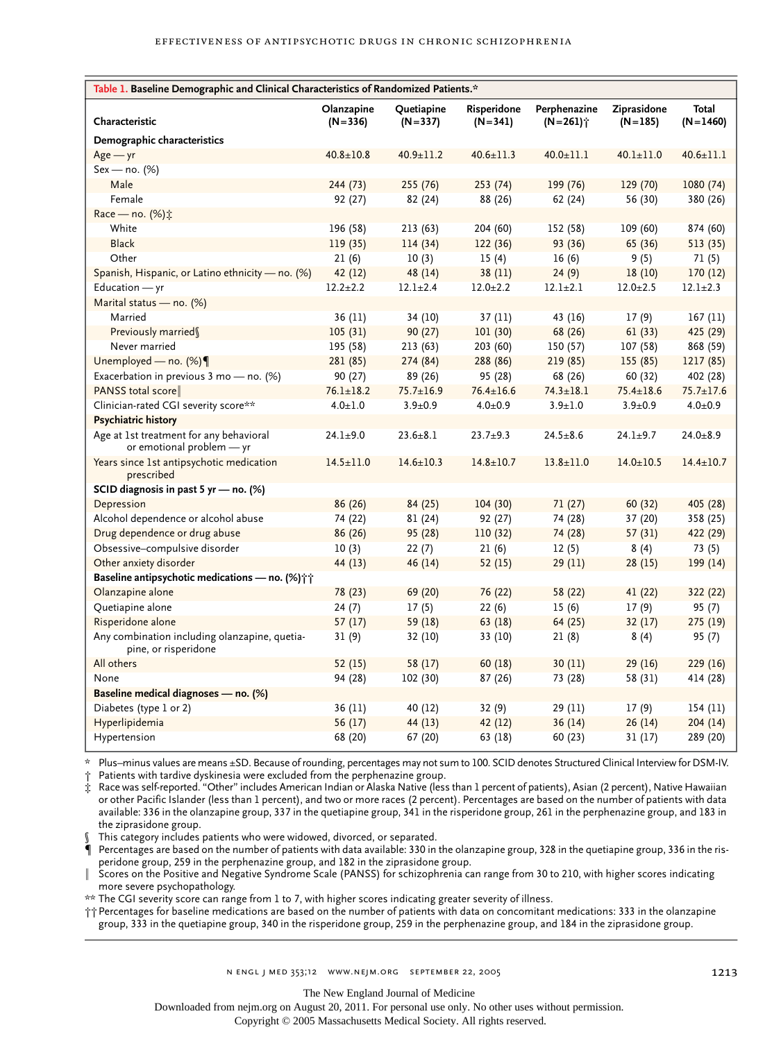**Table 1. Baseline Demographic and Clinical Characteristics of Randomized Patients.***

| Characteristic | Olanzapine (N=336) | Quetiapine (N=337) | Risperidone (N=341) | Perphenazine (N=261)† | Ziprasidone (N=185) | Total (N=1460) |
|---|---|---|---|---|---|---|
| **Demographic characteristics** | | | | | | |
| Age — yr | 40.8±10.8 | 40.9±11.2 | 40.6±11.3 | 40.0±11.1 | 40.1±11.0 | 40.6±11.1 |
| Sex — no. (%) | | | | | | |
| Male | 244 (73) | 255 (76) | 253 (74) | 199 (76) | 129 (70) | 1080 (74) |
| Female | 92 (27) | 82 (24) | 88 (26) | 62 (24) | 56 (30) | 380 (26) |
| Race — no. (%)‡ | | | | | | |
| White | 196 (58) | 213 (63) | 204 (60) | 152 (58) | 109 (60) | 874 (60) |
| Black | 119 (35) | 114 (34) | 122 (36) | 93 (36) | 65 (36) | 513 (35) |
| Other | 21 (6) | 10 (3) | 15 (4) | 16 (6) | 9 (5) | 71 (5) |
| Spanish, Hispanic, or Latino ethnicity — no. (%) | 42 (12) | 48 (14) | 38 (11) | 24 (9) | 18 (10) | 170 (12) |
| Education — yr | 12.2±2.2 | 12.1±2.4 | 12.0±2.2 | 12.1±2.1 | 12.0±2.5 | 12.1±2.3 |
| Marital status — no. (%) | | | | | | |
| Married | 36 (11) | 34 (10) | 37 (11) | 43 (16) | 17 (9) | 167 (11) |
| Previously married§ | 105 (31) | 90 (27) | 101 (30) | 68 (26) | 61 (33) | 425 (29) |
| Never married | 195 (58) | 213 (63) | 203 (60) | 150 (57) | 107 (58) | 868 (59) |
| Unemployed — no. (%)¶ | 281 (85) | 274 (84) | 288 (86) | 219 (85) | 155 (85) | 1217 (85) |
| Exacerbation in previous 3 mo — no. (%) | 90 (27) | 89 (26) | 95 (28) | 68 (26) | 60 (32) | 402 (28) |
| PANSS total score‖ | 76.1±18.2 | 75.7±16.9 | 76.4±16.6 | 74.3±18.1 | 75.4±18.6 | 75.7±17.6 |
| Clinician-rated CGI severity score** | 4.0±1.0 | 3.9±0.9 | 4.0±0.9 | 3.9±1.0 | 3.9±0.9 | 4.0±0.9 |
| **Psychiatric history** | | | | | | |
| Age at 1st treatment for any behavioral or emotional problem — yr | 24.1±9.0 | 23.6±8.1 | 23.7±9.3 | 24.5±8.6 | 24.1±9.7 | 24.0±8.9 |
| Years since 1st antipsychotic medication prescribed | 14.5±11.0 | 14.6±10.3 | 14.8±10.7 | 13.8±11.0 | 14.0±10.5 | 14.4±10.7 |
| **SCID diagnosis in past 5 yr — no. (%)** | | | | | | |
| Depression | 86 (26) | 84 (25) | 104 (30) | 71 (27) | 60 (32) | 405 (28) |
| Alcohol dependence or alcohol abuse | 74 (22) | 81 (24) | 92 (27) | 74 (28) | 37 (20) | 358 (25) |
| Drug dependence or drug abuse | 86 (26) | 95 (28) | 110 (32) | 74 (28) | 57 (31) | 422 (29) |
| Obsessive–compulsive disorder | 10 (3) | 22 (7) | 21 (6) | 12 (5) | 8 (4) | 73 (5) |
| Other anxiety disorder | 44 (13) | 46 (14) | 52 (15) | 29 (11) | 28 (15) | 199 (14) |
| **Baseline antipsychotic medications — no. (%)††** | | | | | | |
| Olanzapine alone | 78 (23) | 69 (20) | 76 (22) | 58 (22) | 41 (22) | 322 (22) |
| Quetiapine alone | 24 (7) | 17 (5) | 22 (6) | 15 (6) | 17 (9) | 95 (7) |
| Risperidone alone | 57 (17) | 59 (18) | 63 (18) | 64 (25) | 32 (17) | 275 (19) |
| Any combination including olanzapine, quetiapine, or risperidone | 31 (9) | 32 (10) | 33 (10) | 21 (8) | 8 (4) | 95 (7) |
| All others | 52 (15) | 58 (17) | 60 (18) | 30 (11) | 29 (16) | 229 (16) |
| None | 94 (28) | 102 (30) | 87 (26) | 73 (28) | 58 (31) | 414 (28) |
| **Baseline medical diagnoses — no. (%)** | | | | | | |
| Diabetes (type 1 or 2) | 36 (11) | 40 (12) | 32 (9) | 29 (11) | 17 (9) | 154 (11) |
| Hyperlipidemia | 56 (17) | 44 (13) | 42 (12) | 36 (14) | 26 (14) | 204 (14) |
| Hypertension | 68 (20) | 67 (20) | 63 (18) | 60 (23) | 31 (17) | 289 (20) |

\* Plus–minus values are means ±SD. Because of rounding, percentages may not sum to 100. SCID denotes Structured Clinical Interview for DSM-IV.

† Patients with tardive dyskinesia were excluded from the perphenazine group.

‡ Race was self-reported. "Other" includes American Indian or Alaska Native (less than 1 percent of patients), Asian (2 percent), Native Hawaiian or other Pacific Islander (less than 1 percent), and two or more races (2 percent). Percentages are based on the number of patients with data available: 336 in the olanzapine group, 337 in the quetiapine group, 341 in the risperidone group, 261 in the perphenazine group, and 183 in the ziprasidone group.

§ This category includes patients who were widowed, divorced, or separated.

¶ Percentages are based on the number of patients with data available: 330 in the olanzapine group, 328 in the quetiapine group, 336 in the risperidone group, 259 in the perphenazine group, and 182 in the ziprasidone group.

‖ Scores on the Positive and Negative Syndrome Scale (PANSS) for schizophrenia can range from 30 to 210, with higher scores indicating more severe psychopathology.

** The CGI severity score can range from 1 to 7, with higher scores indicating greater severity of illness.

†† Percentages for baseline medications are based on the number of patients with data on concomitant medications: 333 in the olanzapine group, 333 in the quetiapine group, 340 in the risperidone group, 259 in the perphenazine group, and 184 in the ziprasidone group.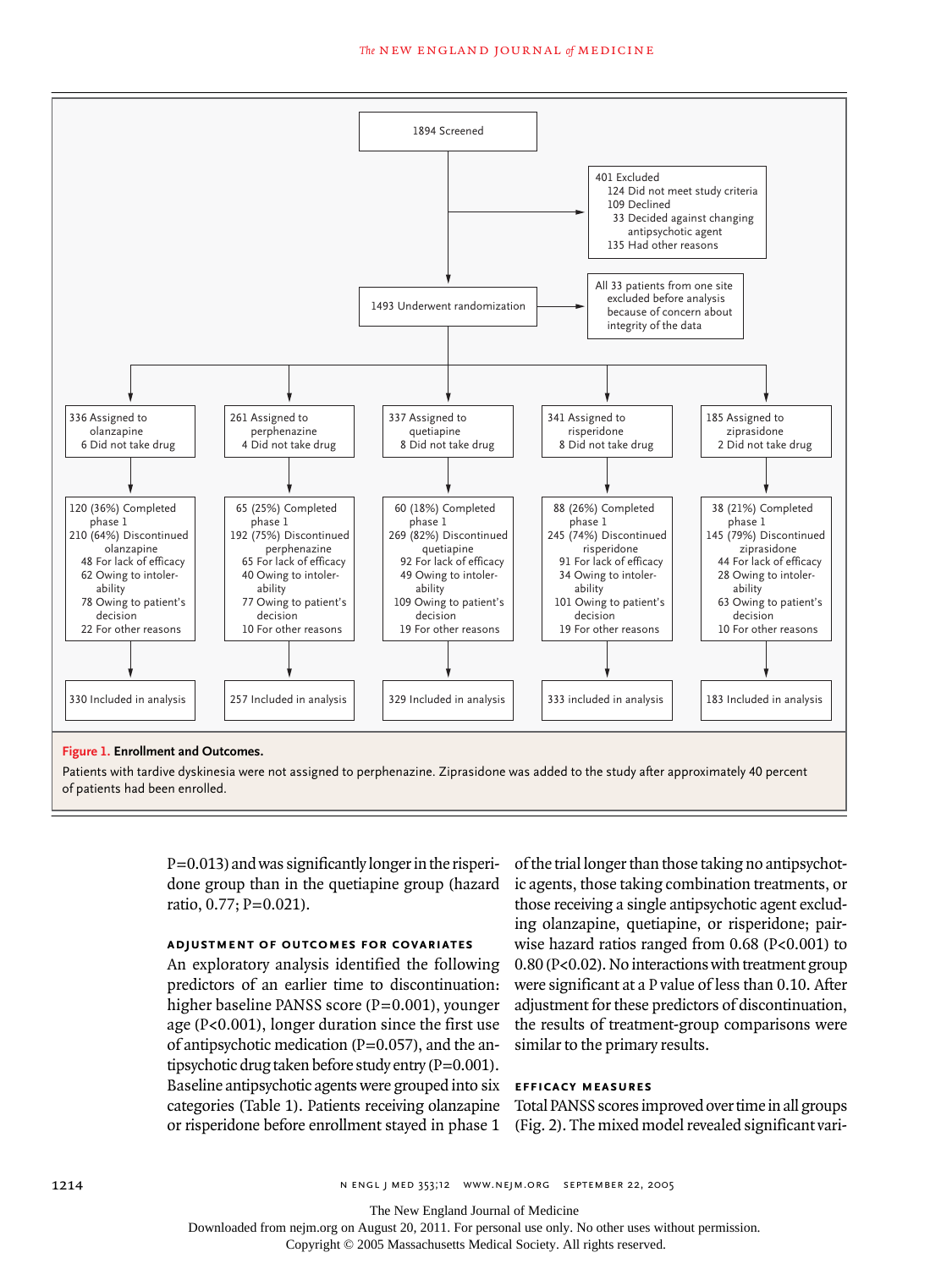1894 Screened

401 Excluded
- 124 Did not meet study criteria
- 109 Declined
  - 33 Decided against changing antipsychotic agent
- 135 Had other reasons

1493 Underwent randomization

All 33 patients from one site excluded before analysis because of concern about integrity of the data

| Olanzapine | Perphenazine | Quetiapine | Risperidone | Ziprasidone |
|---|---|---|---|---|
| 336 Assigned to olanzapine; 6 Did not take drug | 261 Assigned to perphenazine; 4 Did not take drug | 337 Assigned to quetiapine; 8 Did not take drug | 341 Assigned to risperidone; 8 Did not take drug | 185 Assigned to ziprasidone; 2 Did not take drug |
| 120 (36%) Completed phase 1 | 65 (25%) Completed phase 1 | 60 (18%) Completed phase 1 | 88 (26%) Completed phase 1 | 38 (21%) Completed phase 1 |
| 210 (64%) Discontinued olanzapine | 192 (75%) Discontinued perphenazine | 269 (82%) Discontinued quetiapine | 245 (74%) Discontinued risperidone | 145 (79%) Discontinued ziprasidone |
| 48 For lack of efficacy | 65 For lack of efficacy | 92 For lack of efficacy | 91 For lack of efficacy | 44 For lack of efficacy |
| 62 Owing to intolerability | 40 Owing to intolerability | 49 Owing to intolerability | 34 Owing to intolerability | 28 Owing to intolerability |
| 78 Owing to patient's decision | 77 Owing to patient's decision | 109 Owing to patient's decision | 101 Owing to patient's decision | 63 Owing to patient's decision |
| 22 For other reasons | 10 For other reasons | 19 For other reasons | 19 For other reasons | 10 For other reasons |
| 330 Included in analysis | 257 Included in analysis | 329 Included in analysis | 333 included in analysis | 183 Included in analysis |

**Figure 1. Enrollment and Outcomes.**

Patients with tardive dyskinesia were not assigned to perphenazine. Ziprasidone was added to the study after approximately 40 percent of patients had been enrolled.

P=0.013) and was significantly longer in the risperidone group than in the quetiapine group (hazard ratio, 0.77; P=0.021).

#### ADJUSTMENT OF OUTCOMES FOR COVARIATES

An exploratory analysis identified the following predictors of an earlier time to discontinuation: higher baseline PANSS score (P=0.001), younger age (P<0.001), longer duration since the first use of antipsychotic medication (P=0.057), and the antipsychotic drug taken before study entry (P=0.001). Baseline antipsychotic agents were grouped into six categories (Table 1). Patients receiving olanzapine or risperidone before enrollment stayed in phase 1 of the trial longer than those taking no antipsychotic agents, those taking combination treatments, or those receiving a single antipsychotic agent excluding olanzapine, quetiapine, or risperidone; pairwise hazard ratios ranged from 0.68 (P<0.001) to 0.80 (P<0.02). No interactions with treatment group were significant at a P value of less than 0.10. After adjustment for these predictors of discontinuation, the results of treatment-group comparisons were similar to the primary results.

#### EFFICACY MEASURES

Total PANSS scores improved over time in all groups (Fig. 2). The mixed model revealed significant vari-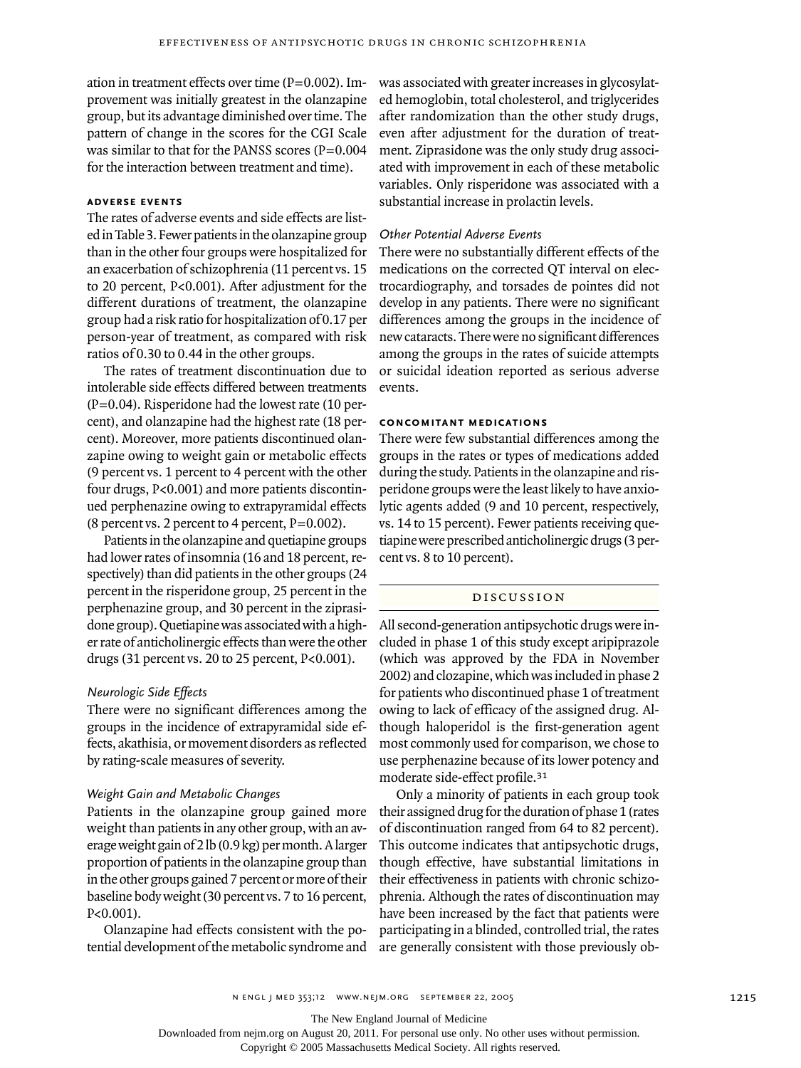ation in treatment effects over time (P=0.002). Improvement was initially greatest in the olanzapine group, but its advantage diminished over time. The pattern of change in the scores for the CGI Scale was similar to that for the PANSS scores (P=0.004 for the interaction between treatment and time).

### Adverse Events

The rates of adverse events and side effects are listed in Table 3. Fewer patients in the olanzapine group than in the other four groups were hospitalized for an exacerbation of schizophrenia (11 percent vs. 15 to 20 percent, P<0.001). After adjustment for the different durations of treatment, the olanzapine group had a risk ratio for hospitalization of 0.17 per person-year of treatment, as compared with risk ratios of 0.30 to 0.44 in the other groups.

The rates of treatment discontinuation due to intolerable side effects differed between treatments (P=0.04). Risperidone had the lowest rate (10 percent), and olanzapine had the highest rate (18 percent). Moreover, more patients discontinued olanzapine owing to weight gain or metabolic effects (9 percent vs. 1 percent to 4 percent with the other four drugs, P<0.001) and more patients discontinued perphenazine owing to extrapyramidal effects (8 percent vs. 2 percent to 4 percent, P=0.002).

Patients in the olanzapine and quetiapine groups had lower rates of insomnia (16 and 18 percent, respectively) than did patients in the other groups (24 percent in the risperidone group, 25 percent in the perphenazine group, and 30 percent in the ziprasidone group). Quetiapine was associated with a higher rate of anticholinergic effects than were the other drugs (31 percent vs. 20 to 25 percent, P<0.001).

#### *Neurologic Side Effects*

There were no significant differences among the groups in the incidence of extrapyramidal side effects, akathisia, or movement disorders as reflected by rating-scale measures of severity.

#### *Weight Gain and Metabolic Changes*

Patients in the olanzapine group gained more weight than patients in any other group, with an average weight gain of 2 lb (0.9 kg) per month. A larger proportion of patients in the olanzapine group than in the other groups gained 7 percent or more of their baseline body weight (30 percent vs. 7 to 16 percent, P<0.001).

Olanzapine had effects consistent with the potential development of the metabolic syndrome and was associated with greater increases in glycosylated hemoglobin, total cholesterol, and triglycerides after randomization than the other study drugs, even after adjustment for the duration of treatment. Ziprasidone was the only study drug associated with improvement in each of these metabolic variables. Only risperidone was associated with a substantial increase in prolactin levels.

#### *Other Potential Adverse Events*

There were no substantially different effects of the medications on the corrected QT interval on electrocardiography, and torsades de pointes did not develop in any patients. There were no significant differences among the groups in the incidence of new cataracts. There were no significant differences among the groups in the rates of suicide attempts or suicidal ideation reported as serious adverse events.

### Concomitant Medications

There were few substantial differences among the groups in the rates or types of medications added during the study. Patients in the olanzapine and risperidone groups were the least likely to have anxiolytic agents added (9 and 10 percent, respectively, vs. 14 to 15 percent). Fewer patients receiving quetiapine were prescribed anticholinergic drugs (3 percent vs. 8 to 10 percent).

## Discussion

All second-generation antipsychotic drugs were included in phase 1 of this study except aripiprazole (which was approved by the FDA in November 2002) and clozapine, which was included in phase 2 for patients who discontinued phase 1 of treatment owing to lack of efficacy of the assigned drug. Although haloperidol is the first-generation agent most commonly used for comparison, we chose to use perphenazine because of its lower potency and moderate side-effect profile.[31]

Only a minority of patients in each group took their assigned drug for the duration of phase 1 (rates of discontinuation ranged from 64 to 82 percent). This outcome indicates that antipsychotic drugs, though effective, have substantial limitations in their effectiveness in patients with chronic schizophrenia. Although the rates of discontinuation may have been increased by the fact that patients were participating in a blinded, controlled trial, the rates are generally consistent with those previously ob-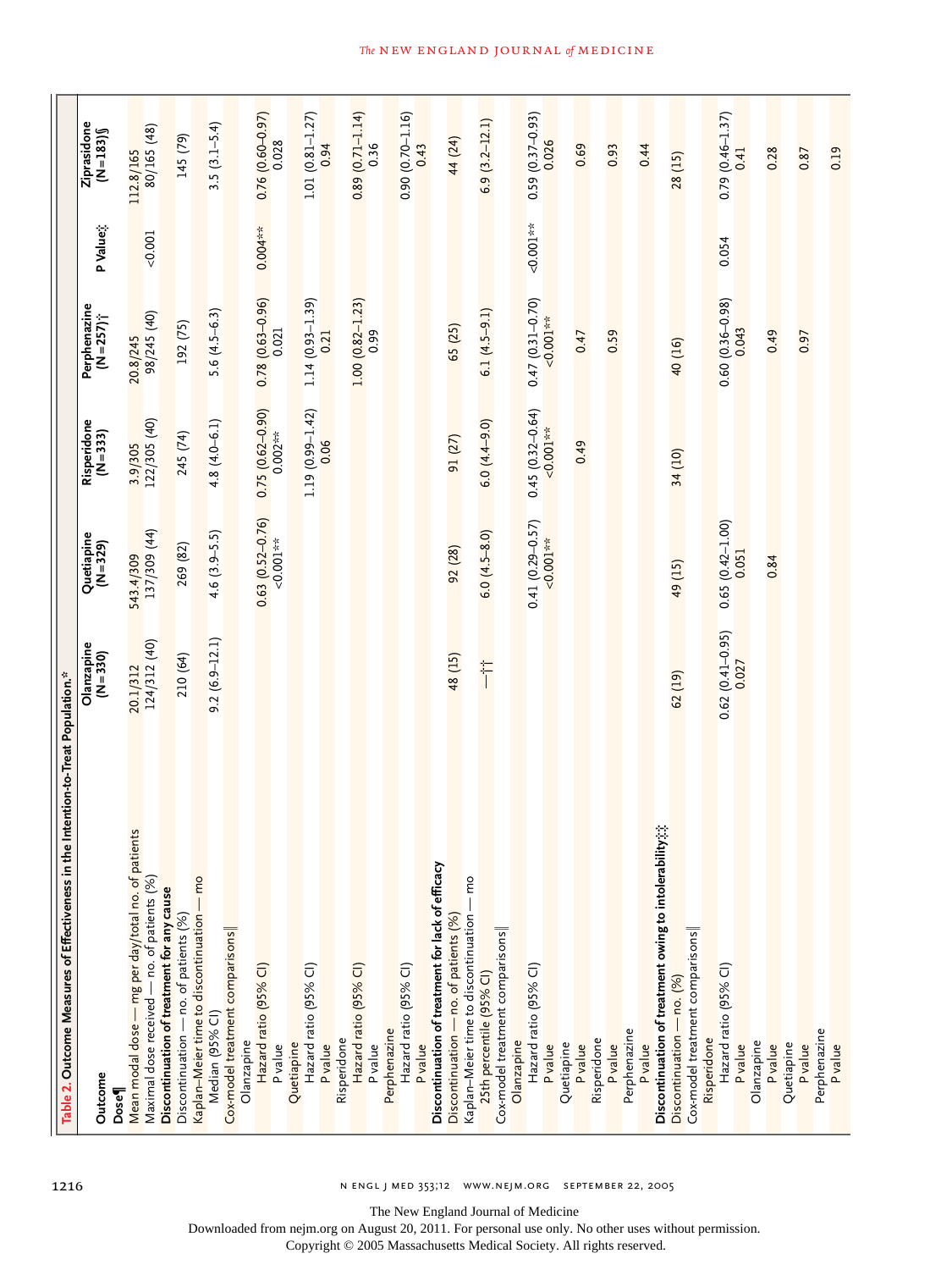**Table 2. Outcome Measures of Effectiveness in the Intention-to-Treat Population.***

| Outcome | Olanzapine (N=330) | Quetiapine (N=329) | Risperidone (N=333) | Perphenazine (N=257)† | P Value‡ | Ziprasidone (N=183)§ |
|---|---|---|---|---|---|---|
| **Dose¶** | | | | | | |
| Mean modal dose — mg per day/total no. of patients | 20.1/312 | 543.4/309 | 3.9/305 | 20.8/245 | | 112.8/165 |
| Maximal dose received — no. of patients (%) | 124/312 (40) | 137/309 (44) | 122/305 (40) | 98/245 (40) | <0.001 | 80/165 (48) |
| **Discontinuation of treatment for any cause** | | | | | | |
| Discontinuation — no. of patients (%) | 210 (64) | 269 (82) | 245 (74) | 192 (75) | | 145 (79) |
| Kaplan–Meier time to discontinuation — mo | | | | | | |
| Median (95% CI) | 9.2 (6.9–12.1) | 4.6 (3.9–5.5) | 4.8 (4.0–6.1) | 5.6 (4.5–6.3) | | 3.5 (3.1–5.4) |
| Cox-model treatment comparisons‖ | | | | | | |
| Olanzapine | | | | | | |
| Hazard ratio (95% CI) | | 0.63 (0.52–0.76) | 0.75 (0.62–0.90) | 0.78 (0.63–0.96) | 0.004** | 0.76 (0.60–0.97) |
| P value | | <0.001** | 0.002** | 0.021 | | 0.028 |
| Quetiapine | | | | | | |
| Hazard ratio (95% CI) | | | 1.19 (0.99–1.42) | 1.14 (0.93–1.39) | | 1.01 (0.81–1.27) |
| P value | | | 0.06 | 0.21 | | 0.94 |
| Risperidone | | | | | | |
| Hazard ratio (95% CI) | | | | 1.00 (0.82–1.23) | | 0.89 (0.71–1.14) |
| P value | | | | 0.99 | | 0.36 |
| Perphenazine | | | | | | |
| Hazard ratio (95% CI) | | | | | | 0.90 (0.70–1.16) |
| P value | | | | | | 0.43 |
| **Discontinuation of treatment for lack of efficacy** | | | | | | |
| Discontinuation — no. of patients (%) | 48 (15) | 92 (28) | 91 (27) | 65 (25) | | 44 (24) |
| Kaplan–Meier time to discontinuation — mo | | | | | | |
| 25th percentile (95% CI) | —†† | 6.0 (4.5–8.0) | 6.0 (4.4–9.0) | 6.1 (4.5–9.1) | | 6.9 (3.2–12.1) |
| Cox-model treatment comparisons‖ | | | | | | |
| Olanzapine | | | | | | |
| Hazard ratio (95% CI) | | 0.41 (0.29–0.57) | 0.45 (0.32–0.64) | 0.47 (0.31–0.70) | <0.001** | 0.59 (0.37–0.93) |
| P value | | <0.001** | <0.001** | <0.001** | | 0.026 |
| Quetiapine | | | | | | |
| P value | | | 0.49 | 0.47 | | 0.69 |
| Risperidone | | | | | | |
| P value | | | | 0.59 | | 0.93 |
| Perphenazine | | | | | | |
| P value | | | | | | 0.44 |
| **Discontinuation of treatment owing to intolerability‡‡** | | | | | | |
| Discontinuation — no. (%) | 62 (19) | 49 (15) | 34 (10) | 40 (16) | 0.054 | 28 (15) |
| Cox-model treatment comparisons‖ | | | | | | |
| Risperidone | | | | | | |
| Hazard ratio (95% CI) | 0.62 (0.41–0.95) | 0.65 (0.42–1.00) | | 0.60 (0.36–0.98) | | 0.79 (0.46–1.37) |
| P value | 0.027 | 0.051 | | 0.043 | | 0.41 |
| Olanzapine | | | | | | |
| P value | | 0.84 | | 0.49 | | 0.28 |
| Quetiapine | | | | | | |
| P value | | | | 0.97 | | 0.87 |
| Perphenazine | | | | | | |
| P value | | | | | | 0.19 |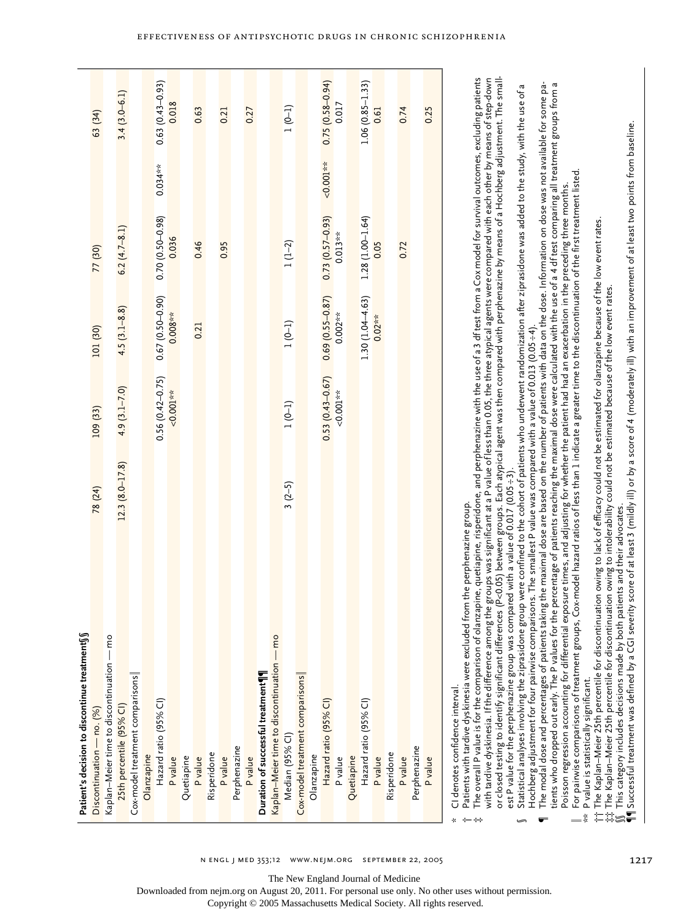| | | | | | | |
|---|---|---|---|---|---|---|
| **Patient's decision to discontinue treatment§§** | | | | | | |
| Discontinuation — no. (%) | 78 (24) | 109 (33) | 101 (30) | 77 (30) | | 63 (34) |
| Kaplan–Meier time to discontinuation — mo | | | | | | |
| 25th percentile (95% CI) | 12.3 (8.0–17.8) | 4.9 (3.1–7.0) | 4.5 (3.1–8.8) | 6.2 (4.7–8.1) | | 3.4 (3.0–6.1) |
| Cox-model treatment comparisons‖ | | | | | | |
| Olanzapine | | | | | | |
| Hazard ratio (95% CI) | | 0.56 (0.42–0.75) | 0.67 (0.50–0.90) | 0.70 (0.50–0.98) | 0.034** | 0.63 (0.43–0.93) |
| P value | | <0.001** | 0.008** | 0.036 | | 0.018 |
| Quetiapine | | | | | | |
| P value | | | 0.21 | 0.46 | | 0.63 |
| Risperidone | | | | | | |
| P value | | | | 0.95 | | 0.21 |
| Perphenazine | | | | | | |
| P value | | | | | | 0.27 |
| **Duration of successful treatment¶¶** | | | | | | |
| Kaplan–Meier time to discontinuation — mo | | | | | | |
| Median (95% CI) | 3 (2–5) | 1 (0–1) | 1 (0–1) | 1 (1–2) | | 1 (0–1) |
| Cox-model treatment comparisons‖ | | | | | | |
| Olanzapine | | | | | | |
| Hazard ratio (95% CI) | | 0.53 (0.43–0.67) | 0.69 (0.55–0.87) | 0.73 (0.57–0.93) | <0.001** | 0.75 (0.58–0.94) |
| P value | | <0.001** | 0.002** | 0.013** | | 0.017 |
| Quetiapine | | | | | | |
| Hazard ratio (95% CI) | | | 1.30 (1.04–4.63) | 1.28 (1.00–1.64) | | 1.06 (0.85–1.33) |
| P value | | | 0.02** | 0.05 | | 0.61 |
| Risperidone | | | | | | |
| P value | | | | 0.72 | | 0.74 |
| Perphenazine | | | | | | |
| P value | | | | | | 0.25 |

\* CI denotes confidence interval.

† Patients with tardive dyskinesia were excluded from the perphenazine group.

‡ The overall P value is for the comparison of olanzapine, quetiapine, risperidone, and perphenazine with the use of a 3 df test from a Cox model for survival outcomes, excluding patients with tardive dyskinesia. If the difference among the groups was significant at a P value of less than 0.05, the three atypical agents were compared with each other by means of step-down or closed testing to identify significant differences (P<0.05) between groups. Each atypical agent was then compared with perphenazine by means of a Hochberg adjustment. The smallest P value for the perphenazine group was compared with a value of 0.017 (0.05÷3).

§ Statistical analyses involving the ziprasidone group were confined to the cohort of patients who underwent randomization after ziprasidone was added to the study, with the use of a Hochberg adjustment for four pairwise comparisons. The smallest P value was compared with a value of 0.013 (0.05÷4).

¶ The modal dose and percentages of patients taking the maximal dose are based on the number of patients with data on the dose. Information on dose was not available for some patients who dropped out early. The P values for the percentage of patients reaching the maximal dose were calculated with the use of a 4 df test comparing all treatment groups from a Poisson regression accounting for differential exposure times, and adjusting for whether the patient had had an exacerbation in the preceding three months.

‖ For pairwise comparisons of treatment groups, Cox-model hazard ratios of less than 1 indicate a greater time to the discontinuation of the first treatment listed.

\*\* P value is statistically significant.

†† The Kaplan–Meier 25th percentile for discontinuation owing to lack of efficacy could not be estimated for olanzapine because of the low event rates.

‡‡ The Kaplan–Meier 25th percentile for discontinuation owing to intolerability could not be estimated because of the low event rates.

§§ This category includes decisions made by both patients and their advocates.

¶¶ Successful treatment was defined by a CGI severity score of at least 3 (mildly ill) or by a score of 4 (moderately ill) with an improvement of at least two points from baseline.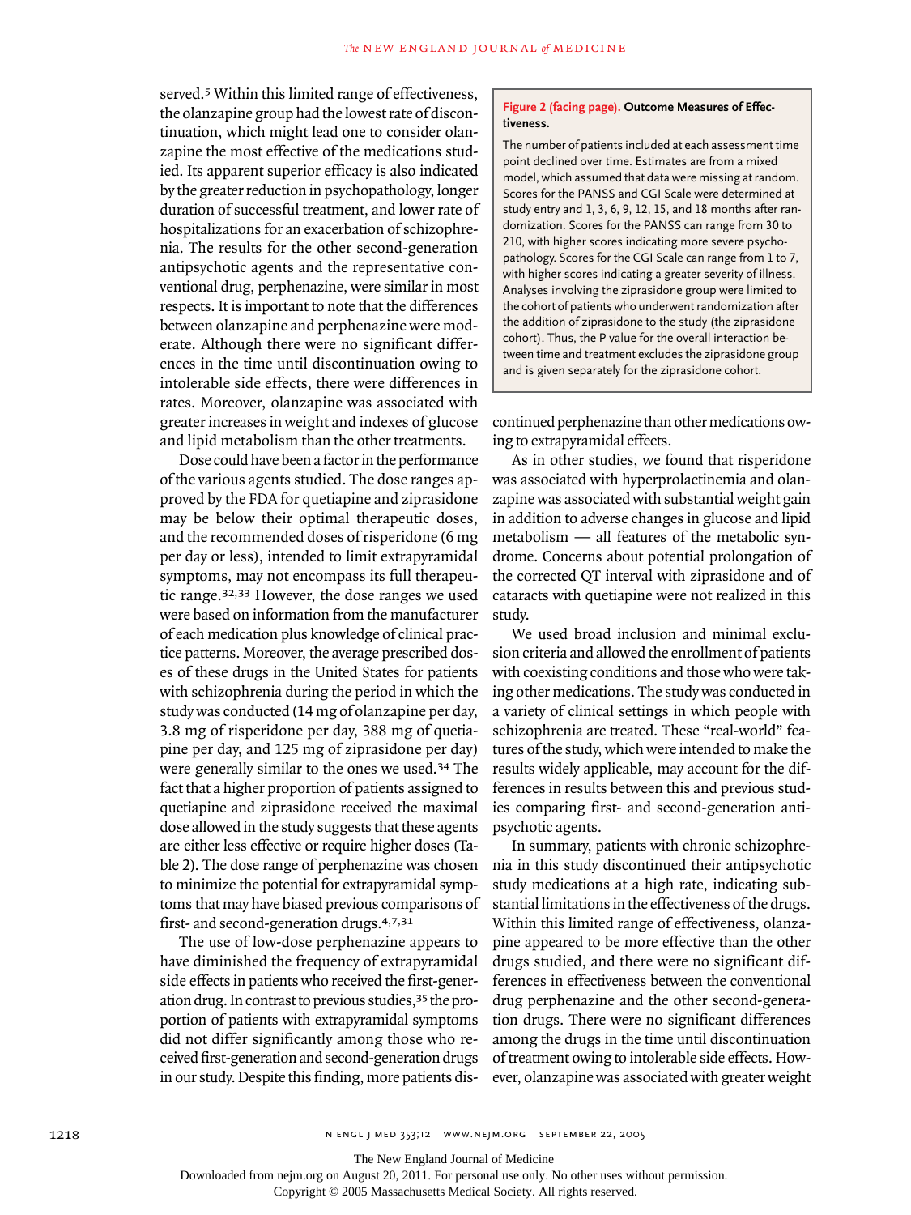served.[5] Within this limited range of effectiveness, the olanzapine group had the lowest rate of discontinuation, which might lead one to consider olanzapine the most effective of the medications studied. Its apparent superior efficacy is also indicated by the greater reduction in psychopathology, longer duration of successful treatment, and lower rate of hospitalizations for an exacerbation of schizophrenia. The results for the other second-generation antipsychotic agents and the representative conventional drug, perphenazine, were similar in most respects. It is important to note that the differences between olanzapine and perphenazine were moderate. Although there were no significant differences in the time until discontinuation owing to intolerable side effects, there were differences in rates. Moreover, olanzapine was associated with greater increases in weight and indexes of glucose and lipid metabolism than the other treatments.

Dose could have been a factor in the performance of the various agents studied. The dose ranges approved by the FDA for quetiapine and ziprasidone may be below their optimal therapeutic doses, and the recommended doses of risperidone (6 mg per day or less), intended to limit extrapyramidal symptoms, may not encompass its full therapeutic range.[32,33] However, the dose ranges we used were based on information from the manufacturer of each medication plus knowledge of clinical practice patterns. Moreover, the average prescribed doses of these drugs in the United States for patients with schizophrenia during the period in which the study was conducted (14 mg of olanzapine per day, 3.8 mg of risperidone per day, 388 mg of quetiapine per day, and 125 mg of ziprasidone per day) were generally similar to the ones we used.[34] The fact that a higher proportion of patients assigned to quetiapine and ziprasidone received the maximal dose allowed in the study suggests that these agents are either less effective or require higher doses (Table 2). The dose range of perphenazine was chosen to minimize the potential for extrapyramidal symptoms that may have biased previous comparisons of first- and second-generation drugs.[4,7,31]

The use of low-dose perphenazine appears to have diminished the frequency of extrapyramidal side effects in patients who received the first-generation drug. In contrast to previous studies,[35] the proportion of patients with extrapyramidal symptoms did not differ significantly among those who received first-generation and second-generation drugs in our study. Despite this finding, more patients discontinued perphenazine than other medications owing to extrapyramidal effects.

As in other studies, we found that risperidone was associated with hyperprolactinemia and olanzapine was associated with substantial weight gain in addition to adverse changes in glucose and lipid metabolism — all features of the metabolic syndrome. Concerns about potential prolongation of the corrected QT interval with ziprasidone and of cataracts with quetiapine were not realized in this study.

We used broad inclusion and minimal exclusion criteria and allowed the enrollment of patients with coexisting conditions and those who were taking other medications. The study was conducted in a variety of clinical settings in which people with schizophrenia are treated. These "real-world" features of the study, which were intended to make the results widely applicable, may account for the differences in results between this and previous studies comparing first- and second-generation antipsychotic agents.

In summary, patients with chronic schizophrenia in this study discontinued their antipsychotic study medications at a high rate, indicating substantial limitations in the effectiveness of the drugs. Within this limited range of effectiveness, olanzapine appeared to be more effective than the other drugs studied, and there were no significant differences in effectiveness between the conventional drug perphenazine and the other second-generation drugs. There were no significant differences among the drugs in the time until discontinuation of treatment owing to intolerable side effects. However, olanzapine was associated with greater weight

**Figure 2 (facing page). Outcome Measures of Effectiveness.**

The number of patients included at each assessment time point declined over time. Estimates are from a mixed model, which assumed that data were missing at random. Scores for the PANSS and CGI Scale were determined at study entry and 1, 3, 6, 9, 12, 15, and 18 months after randomization. Scores for the PANSS can range from 30 to 210, with higher scores indicating more severe psychopathology. Scores for the CGI Scale can range from 1 to 7, with higher scores indicating a greater severity of illness. Analyses involving the ziprasidone group were limited to the cohort of patients who underwent randomization after the addition of ziprasidone to the study (the ziprasidone cohort). Thus, the P value for the overall interaction between time and treatment excludes the ziprasidone group and is given separately for the ziprasidone cohort.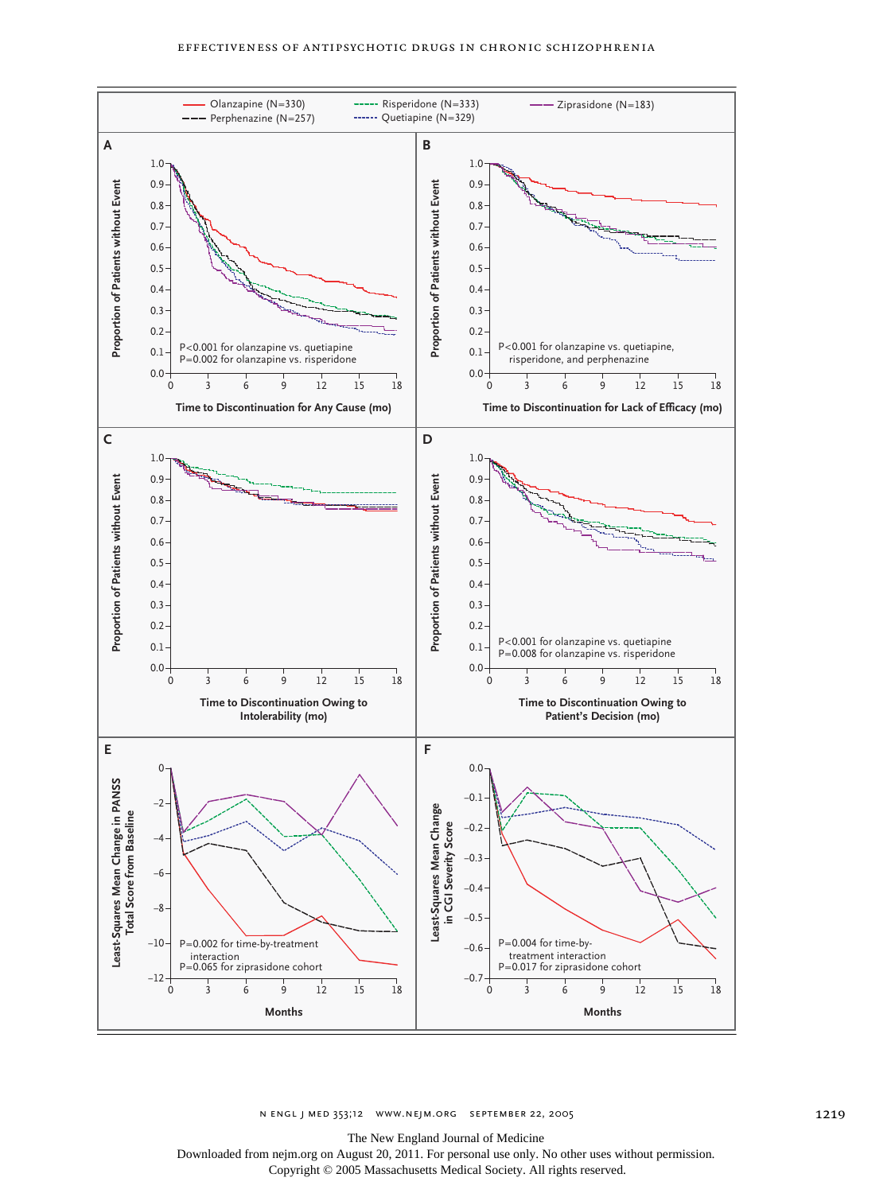Olanzapine (N=330) — Perphenazine (N=257) — Risperidone (N=333) — Quetiapine (N=329) — Ziprasidone (N=183)

**A**

Proportion of Patients without Event

P<0.001 for olanzapine vs. quetiapine
P=0.002 for olanzapine vs. risperidone

Time to Discontinuation for Any Cause (mo)

**B**

Proportion of Patients without Event

P<0.001 for olanzapine vs. quetiapine, risperidone, and perphenazine

Time to Discontinuation for Lack of Efficacy (mo)

**C**

Proportion of Patients without Event

Time to Discontinuation Owing to Intolerability (mo)

**D**

Proportion of Patients without Event

P<0.001 for olanzapine vs. quetiapine
P=0.008 for olanzapine vs. risperidone

Time to Discontinuation Owing to Patient's Decision (mo)

**E**

Least-Squares Mean Change in PANSS Total Score from Baseline

P=0.002 for time-by-treatment interaction
P=0.065 for ziprasidone cohort

Months

**F**

Least-Squares Mean Change in CGI Severity Score

P=0.004 for time-by-treatment interaction
P=0.017 for ziprasidone cohort

Months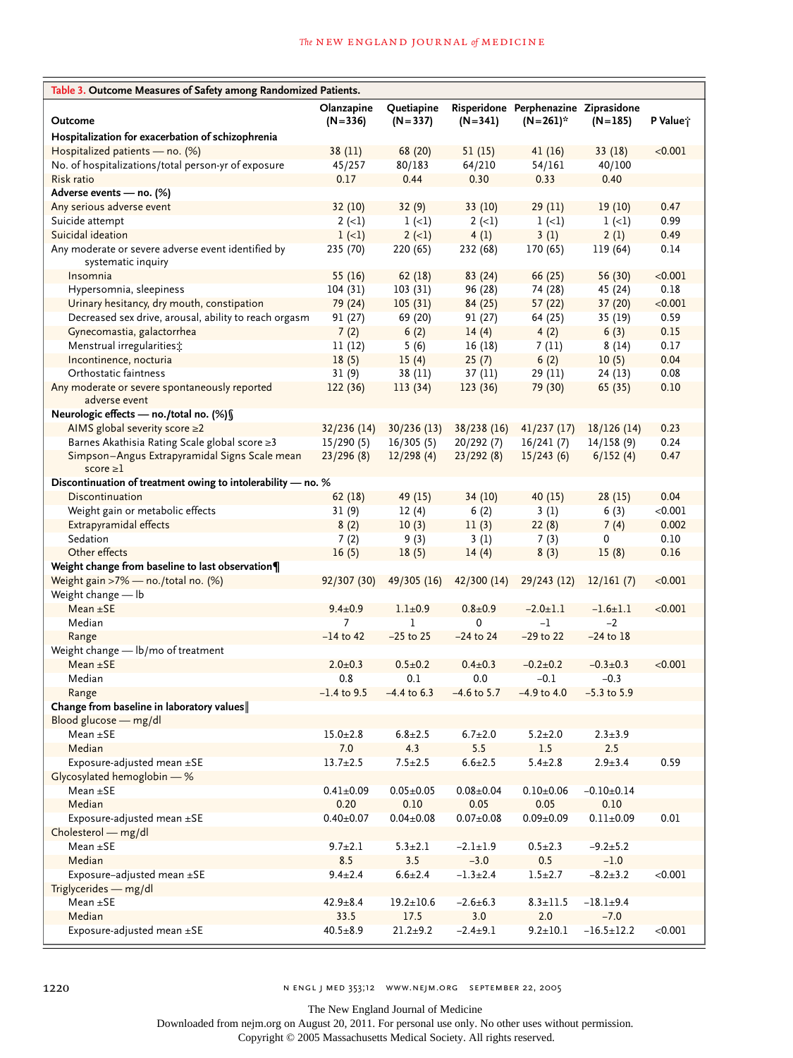**Table 3. Outcome Measures of Safety among Randomized Patients.**

| Outcome | Olanzapine (N=336) | Quetiapine (N=337) | Risperidone (N=341) | Perphenazine (N=261)* | Ziprasidone (N=185) | P Value† |
|---|---|---|---|---|---|---|
| **Hospitalization for exacerbation of schizophrenia** | | | | | | |
| Hospitalized patients — no. (%) | 38 (11) | 68 (20) | 51 (15) | 41 (16) | 33 (18) | <0.001 |
| No. of hospitalizations/total person-yr of exposure | 45/257 | 80/183 | 64/210 | 54/161 | 40/100 | |
| Risk ratio | 0.17 | 0.44 | 0.30 | 0.33 | 0.40 | |
| **Adverse events — no. (%)** | | | | | | |
| Any serious adverse event | 32 (10) | 32 (9) | 33 (10) | 29 (11) | 19 (10) | 0.47 |
| Suicide attempt | 2 (<1) | 1 (<1) | 2 (<1) | 1 (<1) | 1 (<1) | 0.99 |
| Suicidal ideation | 1 (<1) | 2 (<1) | 4 (1) | 3 (1) | 2 (1) | 0.49 |
| Any moderate or severe adverse event identified by systematic inquiry | 235 (70) | 220 (65) | 232 (68) | 170 (65) | 119 (64) | 0.14 |
| Insomnia | 55 (16) | 62 (18) | 83 (24) | 66 (25) | 56 (30) | <0.001 |
| Hypersomnia, sleepiness | 104 (31) | 103 (31) | 96 (28) | 74 (28) | 45 (24) | 0.18 |
| Urinary hesitancy, dry mouth, constipation | 79 (24) | 105 (31) | 84 (25) | 57 (22) | 37 (20) | <0.001 |
| Decreased sex drive, arousal, ability to reach orgasm | 91 (27) | 69 (20) | 91 (27) | 64 (25) | 35 (19) | 0.59 |
| Gynecomastia, galactorrhea | 7 (2) | 6 (2) | 14 (4) | 4 (2) | 6 (3) | 0.15 |
| Menstrual irregularities‡ | 11 (12) | 5 (6) | 16 (18) | 7 (11) | 8 (14) | 0.17 |
| Incontinence, nocturia | 18 (5) | 15 (4) | 25 (7) | 6 (2) | 10 (5) | 0.04 |
| Orthostatic faintness | 31 (9) | 38 (11) | 37 (11) | 29 (11) | 24 (13) | 0.08 |
| Any moderate or severe spontaneously reported adverse event | 122 (36) | 113 (34) | 123 (36) | 79 (30) | 65 (35) | 0.10 |
| **Neurologic effects — no./total no. (%)§** | | | | | | |
| AIMS global severity score ≥2 | 32/236 (14) | 30/236 (13) | 38/238 (16) | 41/237 (17) | 18/126 (14) | 0.23 |
| Barnes Akathisia Rating Scale global score ≥3 | 15/290 (5) | 16/305 (5) | 20/292 (7) | 16/241 (7) | 14/158 (9) | 0.24 |
| Simpson–Angus Extrapyramidal Signs Scale mean score ≥1 | 23/296 (8) | 12/298 (4) | 23/292 (8) | 15/243 (6) | 6/152 (4) | 0.47 |
| **Discontinuation of treatment owing to intolerability — no. %** | | | | | | |
| Discontinuation | 62 (18) | 49 (15) | 34 (10) | 40 (15) | 28 (15) | 0.04 |
| Weight gain or metabolic effects | 31 (9) | 12 (4) | 6 (2) | 3 (1) | 6 (3) | <0.001 |
| Extrapyramidal effects | 8 (2) | 10 (3) | 11 (3) | 22 (8) | 7 (4) | 0.002 |
| Sedation | 7 (2) | 9 (3) | 3 (1) | 7 (3) | 0 | 0.10 |
| Other effects | 16 (5) | 18 (5) | 14 (4) | 8 (3) | 15 (8) | 0.16 |
| **Weight change from baseline to last observation¶** | | | | | | |
| Weight gain >7% — no./total no. (%) | 92/307 (30) | 49/305 (16) | 42/300 (14) | 29/243 (12) | 12/161 (7) | <0.001 |
| Weight change — lb | | | | | | |
| Mean ±SE | 9.4±0.9 | 1.1±0.9 | 0.8±0.9 | −2.0±1.1 | −1.6±1.1 | <0.001 |
| Median | 7 | 1 | 0 | −1 | −2 | |
| Range | −14 to 42 | −25 to 25 | −24 to 24 | −29 to 22 | −24 to 18 | |
| Weight change — lb/mo of treatment | | | | | | |
| Mean ±SE | 2.0±0.3 | 0.5±0.2 | 0.4±0.3 | −0.2±0.2 | −0.3±0.3 | <0.001 |
| Median | 0.8 | 0.1 | 0.0 | −0.1 | −0.3 | |
| Range | −1.4 to 9.5 | −4.4 to 6.3 | −4.6 to 5.7 | −4.9 to 4.0 | −5.3 to 5.9 | |
| **Change from baseline in laboratory values‖** | | | | | | |
| Blood glucose — mg/dl | | | | | | |
| Mean ±SE | 15.0±2.8 | 6.8±2.5 | 6.7±2.0 | 5.2±2.0 | 2.3±3.9 | |
| Median | 7.0 | 4.3 | 5.5 | 1.5 | 2.5 | |
| Exposure-adjusted mean ±SE | 13.7±2.5 | 7.5±2.5 | 6.6±2.5 | 5.4±2.8 | 2.9±3.4 | 0.59 |
| Glycosylated hemoglobin — % | | | | | | |
| Mean ±SE | 0.41±0.09 | 0.05±0.05 | 0.08±0.04 | 0.10±0.06 | −0.10±0.14 | |
| Median | 0.20 | 0.10 | 0.05 | 0.05 | 0.10 | |
| Exposure-adjusted mean ±SE | 0.40±0.07 | 0.04±0.08 | 0.07±0.08 | 0.09±0.09 | 0.11±0.09 | 0.01 |
| Cholesterol — mg/dl | | | | | | |
| Mean ±SE | 9.7±2.1 | 5.3±2.1 | −2.1±1.9 | 0.5±2.3 | −9.2±5.2 | |
| Median | 8.5 | 3.5 | −3.0 | 0.5 | −1.0 | |
| Exposure-adjusted mean ±SE | 9.4±2.4 | 6.6±2.4 | −1.3±2.4 | 1.5±2.7 | −8.2±3.2 | <0.001 |
| Triglycerides — mg/dl | | | | | | |
| Mean ±SE | 42.9±8.4 | 19.2±10.6 | −2.6±6.3 | 8.3±11.5 | −18.1±9.4 | |
| Median | 33.5 | 17.5 | 3.0 | 2.0 | −7.0 | |
| Exposure-adjusted mean ±SE | 40.5±8.9 | 21.2±9.2 | −2.4±9.1 | 9.2±10.1 | −16.5±12.2 | <0.001 |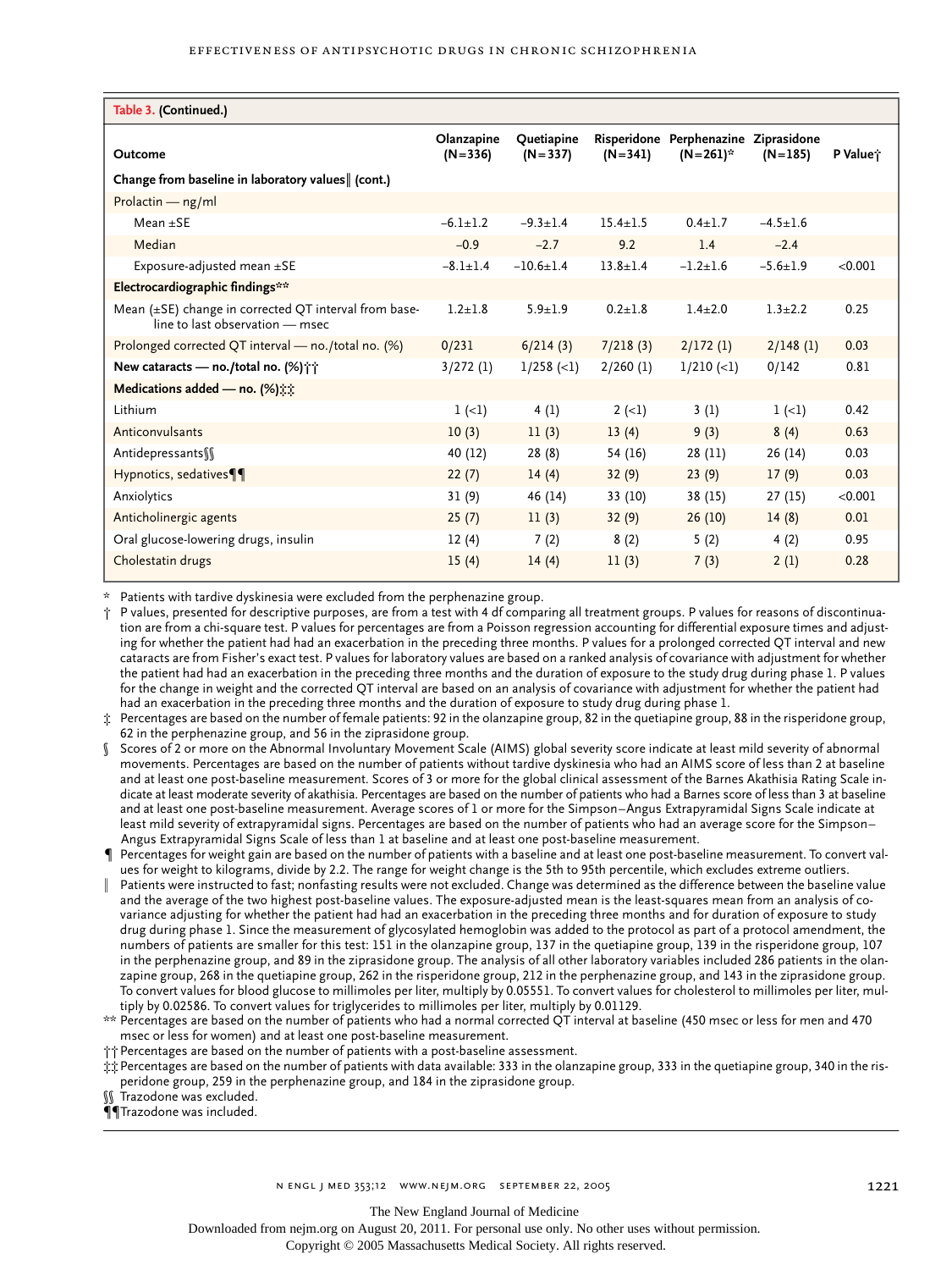**Table 3. (Continued.)**

| Outcome | Olanzapine (N=336) | Quetiapine (N=337) | Risperidone (N=341) | Perphenazine (N=261)* | Ziprasidone (N=185) | P Value† |
|---|---|---|---|---|---|---|
| **Change from baseline in laboratory values‖ (cont.)** | | | | | | |
| Prolactin — ng/ml | | | | | | |
| Mean ±SE | −6.1±1.2 | −9.3±1.4 | 15.4±1.5 | 0.4±1.7 | −4.5±1.6 | |
| Median | −0.9 | −2.7 | 9.2 | 1.4 | −2.4 | |
| Exposure-adjusted mean ±SE | −8.1±1.4 | −10.6±1.4 | 13.8±1.4 | −1.2±1.6 | −5.6±1.9 | <0.001 |
| **Electrocardiographic findings**** | | | | | | |
| Mean (±SE) change in corrected QT interval from baseline to last observation — msec | 1.2±1.8 | 5.9±1.9 | 0.2±1.8 | 1.4±2.0 | 1.3±2.2 | 0.25 |
| Prolonged corrected QT interval — no./total no. (%) | 0/231 | 6/214 (3) | 7/218 (3) | 2/172 (1) | 2/148 (1) | 0.03 |
| **New cataracts — no./total no. (%)††** | 3/272 (1) | 1/258 (<1) | 2/260 (1) | 1/210 (<1) | 0/142 | 0.81 |
| **Medications added — no. (%)‡‡** | | | | | | |
| Lithium | 1 (<1) | 4 (1) | 2 (<1) | 3 (1) | 1 (<1) | 0.42 |
| Anticonvulsants | 10 (3) | 11 (3) | 13 (4) | 9 (3) | 8 (4) | 0.63 |
| Antidepressants§§ | 40 (12) | 28 (8) | 54 (16) | 28 (11) | 26 (14) | 0.03 |
| Hypnotics, sedatives¶¶ | 22 (7) | 14 (4) | 32 (9) | 23 (9) | 17 (9) | 0.03 |
| Anxiolytics | 31 (9) | 46 (14) | 33 (10) | 38 (15) | 27 (15) | <0.001 |
| Anticholinergic agents | 25 (7) | 11 (3) | 32 (9) | 26 (10) | 14 (8) | 0.01 |
| Oral glucose-lowering drugs, insulin | 12 (4) | 7 (2) | 8 (2) | 5 (2) | 4 (2) | 0.95 |
| Cholestatin drugs | 15 (4) | 14 (4) | 11 (3) | 7 (3) | 2 (1) | 0.28 |

\* Patients with tardive dyskinesia were excluded from the perphenazine group.

† P values, presented for descriptive purposes, are from a test with 4 df comparing all treatment groups. P values for reasons of discontinuation are from a chi-square test. P values for percentages are from a Poisson regression accounting for differential exposure times and adjusting for whether the patient had had an exacerbation in the preceding three months. P values for a prolonged corrected QT interval and new cataracts are from Fisher's exact test. P values for laboratory values are based on a ranked analysis of covariance with adjustment for whether the patient had had an exacerbation in the preceding three months and the duration of exposure to the study drug during phase 1. P values for the change in weight and the corrected QT interval are based on an analysis of covariance with adjustment for whether the patient had had an exacerbation in the preceding three months and the duration of exposure to study drug during phase 1.

‡ Percentages are based on the number of female patients: 92 in the olanzapine group, 82 in the quetiapine group, 88 in the risperidone group, 62 in the perphenazine group, and 56 in the ziprasidone group.

§ Scores of 2 or more on the Abnormal Involuntary Movement Scale (AIMS) global severity score indicate at least mild severity of abnormal movements. Percentages are based on the number of patients without tardive dyskinesia who had an AIMS score of less than 2 at baseline and at least one post-baseline measurement. Scores of 3 or more for the global clinical assessment of the Barnes Akathisia Rating Scale indicate at least moderate severity of akathisia. Percentages are based on the number of patients who had a Barnes score of less than 3 at baseline and at least one post-baseline measurement. Average scores of 1 or more for the Simpson–Angus Extrapyramidal Signs Scale indicate at least mild severity of extrapyramidal signs. Percentages are based on the number of patients who had an average score for the Simpson–Angus Extrapyramidal Signs Scale of less than 1 at baseline and at least one post-baseline measurement.

¶ Percentages for weight gain are based on the number of patients with a baseline and at least one post-baseline measurement. To convert values for weight to kilograms, divide by 2.2. The range for weight change is the 5th to 95th percentile, which excludes extreme outliers.

‖ Patients were instructed to fast; nonfasting results were not excluded. Change was determined as the difference between the baseline value and the average of the two highest post-baseline values. The exposure-adjusted mean is the least-squares mean from an analysis of covariance adjusting for whether the patient had had an exacerbation in the preceding three months and for duration of exposure to study drug during phase 1. Since the measurement of glycosylated hemoglobin was added to the protocol as part of a protocol amendment, the numbers of patients are smaller for this test: 151 in the olanzapine group, 137 in the quetiapine group, 139 in the risperidone group, 107 in the perphenazine group, and 89 in the ziprasidone group. The analysis of all other laboratory variables included 286 patients in the olanzapine group, 268 in the quetiapine group, 262 in the risperidone group, 212 in the perphenazine group, and 143 in the ziprasidone group. To convert values for blood glucose to millimoles per liter, multiply by 0.05551. To convert values for cholesterol to millimoles per liter, multiply by 0.02586. To convert values for triglycerides to millimoles per liter, multiply by 0.01129.

\*\* Percentages are based on the number of patients who had a normal corrected QT interval at baseline (450 msec or less for men and 470 msec or less for women) and at least one post-baseline measurement.

†† Percentages are based on the number of patients with a post-baseline assessment.

‡‡ Percentages are based on the number of patients with data available: 333 in the olanzapine group, 333 in the quetiapine group, 340 in the risperidone group, 259 in the perphenazine group, and 184 in the ziprasidone group.

§§ Trazodone was excluded.

¶¶ Trazodone was included.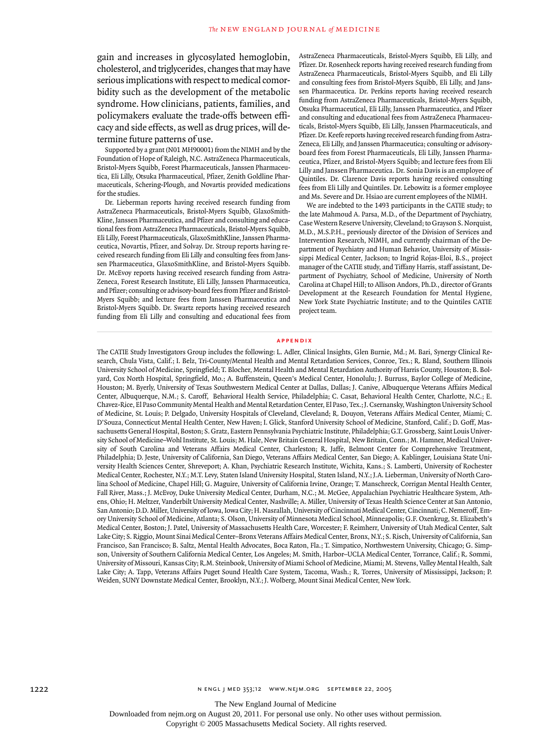gain and increases in glycosylated hemoglobin, cholesterol, and triglycerides, changes that may have serious implications with respect to medical comorbidity such as the development of the metabolic syndrome. How clinicians, patients, families, and policymakers evaluate the trade-offs between efficacy and side effects, as well as drug prices, will determine future patterns of use.

Supported by a grant (N01 MH90001) from the NIMH and by the Foundation of Hope of Raleigh, N.C. AstraZeneca Pharmaceuticals, Bristol-Myers Squibb, Forest Pharmaceuticals, Janssen Pharmaceutica, Eli Lilly, Otsuka Pharmaceutical, Pfizer, Zenith Goldline Pharmaceuticals, Schering-Plough, and Novartis provided medications for the studies.

Dr. Lieberman reports having received research funding from AstraZeneca Pharmaceuticals, Bristol-Myers Squibb, GlaxoSmithKline, Janssen Pharmaceutica, and Pfizer and consulting and educational fees from AstraZeneca Pharmaceuticals, Bristol-Myers Squibb, Eli Lilly, Forest Pharmaceuticals, GlaxoSmithKline, Janssen Pharmaceutica, Novartis, Pfizer, and Solvay. Dr. Stroup reports having received research funding from Eli Lilly and consulting fees from Janssen Pharmaceutica, GlaxoSmithKline, and Bristol-Myers Squibb. Dr. McEvoy reports having received research funding from AstraZeneca, Forest Research Institute, Eli Lilly, Janssen Pharmaceutica, and Pfizer; consulting or advisory-board fees from Pfizer and Bristol-Myers Squibb; and lecture fees from Janssen Pharmaceutica and Bristol-Myers Squibb. Dr. Swartz reports having received research funding from Eli Lilly and consulting and educational fees from AstraZeneca Pharmaceuticals, Bristol-Myers Squibb, Eli Lilly, and Pfizer. Dr. Rosenheck reports having received research funding from AstraZeneca Pharmaceuticals, Bristol-Myers Squibb, and Eli Lilly and consulting fees from Bristol-Myers Squibb, Eli Lilly, and Janssen Pharmaceutica. Dr. Perkins reports having received research funding from AstraZeneca Pharmaceuticals, Bristol-Myers Squibb, Otsuka Pharmaceutical, Eli Lilly, Janssen Pharmaceutica, and Pfizer and consulting and educational fees from AstraZeneca Pharmaceuticals, Bristol-Myers Squibb, Eli Lilly, Janssen Pharmaceuticals, and Pfizer. Dr. Keefe reports having received research funding from AstraZeneca, Eli Lilly, and Janssen Pharmaceutica; consulting or advisory-board fees from Forest Pharmaceuticals, Eli Lilly, Janssen Pharmaceutica, Pfizer, and Bristol-Myers Squibb; and lecture fees from Eli Lilly and Janssen Pharmaceutica. Dr. Sonia Davis is an employee of Quintiles. Dr. Clarence Davis reports having received consulting fees from Eli Lilly and Quintiles. Dr. Lebowitz is a former employee and Ms. Severe and Dr. Hsiao are current employees of the NIMH.

We are indebted to the 1493 participants in the CATIE study; to the late Mahmoud A. Parsa, M.D., of the Department of Psychiatry, Case Western Reserve University, Cleveland; to Grayson S. Norquist, M.D., M.S.P.H., previously director of the Division of Services and Intervention Research, NIMH, and currently chairman of the Department of Psychiatry and Human Behavior, University of Mississippi Medical Center, Jackson; to Ingrid Rojas-Eloi, B.S., project manager of the CATIE study, and Tiffany Harris, staff assistant, Department of Psychiatry, School of Medicine, University of North Carolina at Chapel Hill; to Allison Andors, Ph.D., director of Grants Development at the Research Foundation for Mental Hygiene, New York State Psychiatric Institute; and to the Quintiles CATIE project team.

## APPENDIX

The CATIE Study Investigators Group includes the following: L. Adler, Clinical Insights, Glen Burnie, Md.; M. Bari, Synergy Clinical Research, Chula Vista, Calif.; I. Belz, Tri-County/Mental Health and Mental Retardation Services, Conroe, Tex.; R. Bland, Southern Illinois University School of Medicine, Springfield; T. Blocher, Mental Health and Mental Retardation Authority of Harris County, Houston; B. Bolyard, Cox North Hospital, Springfield, Mo.; A. Buffenstein, Queen's Medical Center, Honolulu; J. Burruss, Baylor College of Medicine, Houston; M. Byerly, University of Texas Southwestern Medical Center at Dallas, Dallas; J. Canive, Albuquerque Veterans Affairs Medical Center, Albuquerque, N.M.; S. Caroff, Behavioral Health Service, Philadelphia; C. Casat, Behavioral Health Center, Charlotte, N.C.; E. Chavez-Rice, El Paso Community Mental Health and Mental Retardation Center, El Paso, Tex.; J. Csernansky, Washington University School of Medicine, St. Louis; P. Delgado, University Hospitals of Cleveland, Cleveland; R. Douyon, Veterans Affairs Medical Center, Miami; C. D'Souza, Connecticut Mental Health Center, New Haven; I. Glick, Stanford University School of Medicine, Stanford, Calif.; D. Goff, Massachusetts General Hospital, Boston; S. Gratz, Eastern Pennsylvania Psychiatric Institute, Philadelphia; G.T. Grossberg, Saint Louis University School of Medicine–Wohl Institute, St. Louis; M. Hale, New Britain General Hospital, New Britain, Conn.; M. Hamner, Medical University of South Carolina and Veterans Affairs Medical Center, Charleston; R. Jaffe, Belmont Center for Comprehensive Treatment, Philadelphia; D. Jeste, University of California, San Diego, Veterans Affairs Medical Center, San Diego; A. Kablinger, Louisiana State University Health Sciences Center, Shreveport; A. Khan, Psychiatric Research Institute, Wichita, Kans.; S. Lamberti, University of Rochester Medical Center, Rochester, N.Y.; M.T. Levy, Staten Island University Hospital, Staten Island, N.Y.; J.A. Lieberman, University of North Carolina School of Medicine, Chapel Hill; G. Maguire, University of California Irvine, Orange; T. Manschreck, Corrigan Mental Health Center, Fall River, Mass.; J. McEvoy, Duke University Medical Center, Durham, N.C.; M. McGee, Appalachian Psychiatric Healthcare System, Athens, Ohio; H. Meltzer, Vanderbilt University Medical Center, Nashville; A. Miller, University of Texas Health Science Center at San Antonio, San Antonio; D.D. Miller, University of Iowa, Iowa City; H. Nasrallah, University of Cincinnati Medical Center, Cincinnati; C. Nemeroff, Emory University School of Medicine, Atlanta; S. Olson, University of Minnesota Medical School, Minneapolis; G.F. Oxenkrug, St. Elizabeth's Medical Center, Boston; J. Patel, University of Massachusetts Health Care, Worcester; F. Reimherr, University of Utah Medical Center, Salt Lake City; S. Riggio, Mount Sinai Medical Center–Bronx Veterans Affairs Medical Center, Bronx, N.Y.; S. Risch, University of California, San Francisco, San Francisco; B. Saltz, Mental Health Advocates, Boca Raton, Fla.; T. Simpatico, Northwestern University, Chicago; G. Simpson, University of Southern California Medical Center, Los Angeles; M. Smith, Harbor–UCLA Medical Center, Torrance, Calif.; R. Sommi, University of Missouri, Kansas City; R.M. Steinbook, University of Miami School of Medicine, Miami; M. Stevens, Valley Mental Health, Salt Lake City; A. Tapp, Veterans Affairs Puget Sound Health Care System, Tacoma, Wash.; R. Torres, University of Mississippi, Jackson; P. Weiden, SUNY Downstate Medical Center, Brooklyn, N.Y.; J. Wolberg, Mount Sinai Medical Center, New York.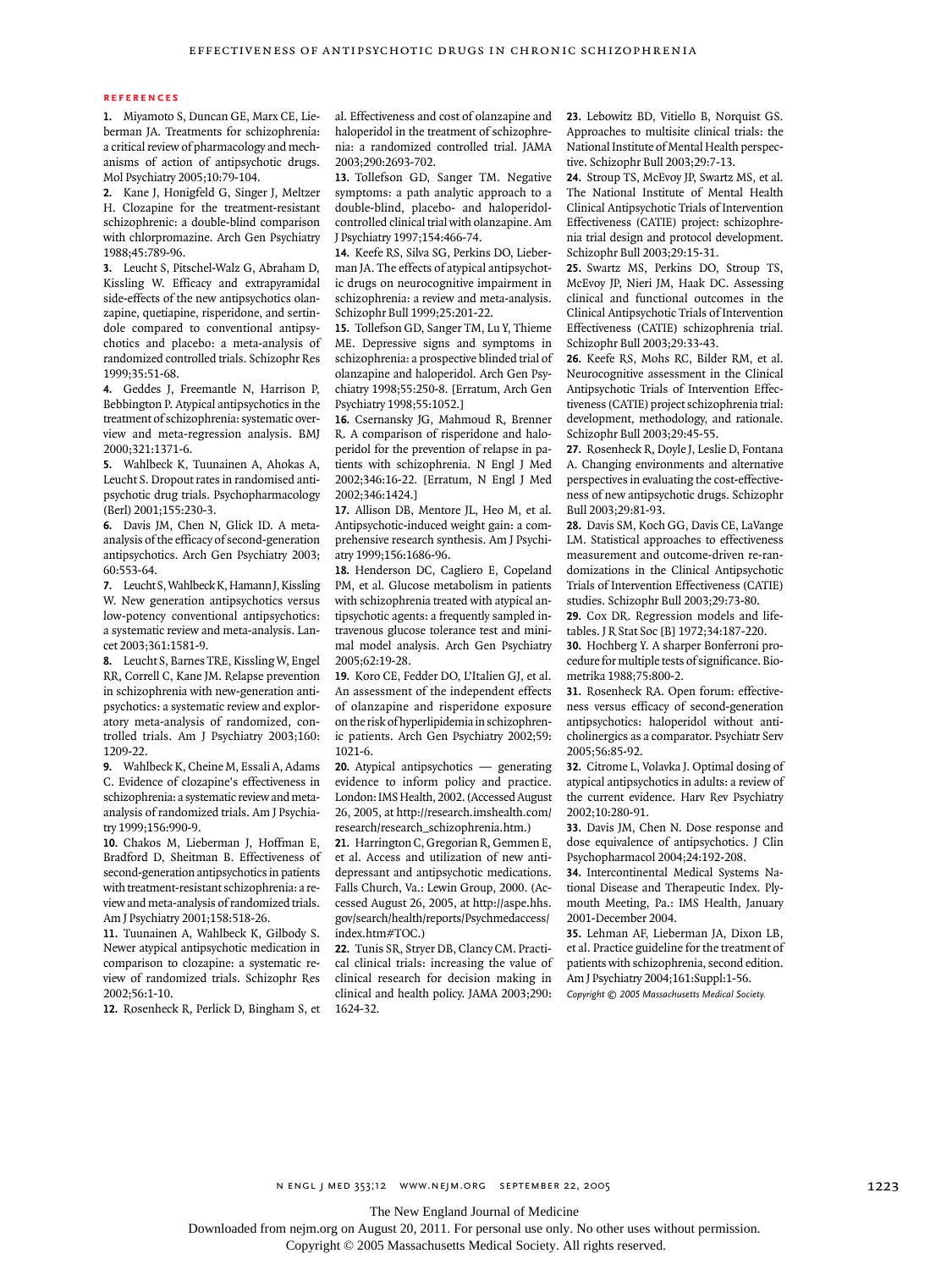## References

1. Miyamoto S, Duncan GE, Marx CE, Lieberman JA. Treatments for schizophrenia: a critical review of pharmacology and mechanisms of action of antipsychotic drugs. Mol Psychiatry 2005;10:79-104.
2. Kane J, Honigfeld G, Singer J, Meltzer H. Clozapine for the treatment-resistant schizophrenic: a double-blind comparison with chlorpromazine. Arch Gen Psychiatry 1988;45:789-96.
3. Leucht S, Pitschel-Walz G, Abraham D, Kissling W. Efficacy and extrapyramidal side-effects of the new antipsychotics olanzapine, quetiapine, risperidone, and sertindole compared to conventional antipsychotics and placebo: a meta-analysis of randomized controlled trials. Schizophr Res 1999;35:51-68.
4. Geddes J, Freemantle N, Harrison P, Bebbington P. Atypical antipsychotics in the treatment of schizophrenia: systematic overview and meta-regression analysis. BMJ 2000;321:1371-6.
5. Wahlbeck K, Tuunainen A, Ahokas A, Leucht S. Dropout rates in randomised antipsychotic drug trials. Psychopharmacology (Berl) 2001;155:230-3.
6. Davis JM, Chen N, Glick ID. A meta-analysis of the efficacy of second-generation antipsychotics. Arch Gen Psychiatry 2003;60:553-64.
7. Leucht S, Wahlbeck K, Hamann J, Kissling W. New generation antipsychotics versus low-potency conventional antipsychotics: a systematic review and meta-analysis. Lancet 2003;361:1581-9.
8. Leucht S, Barnes TRE, Kissling W, Engel RR, Correll C, Kane JM. Relapse prevention in schizophrenia with new-generation antipsychotics: a systematic review and exploratory meta-analysis of randomized, controlled trials. Am J Psychiatry 2003;160:1209-22.
9. Wahlbeck K, Cheine M, Essali A, Adams C. Evidence of clozapine's effectiveness in schizophrenia: a systematic review and meta-analysis of randomized trials. Am J Psychiatry 1999;156:990-9.
10. Chakos M, Lieberman J, Hoffman E, Bradford D, Sheitman B. Effectiveness of second-generation antipsychotics in patients with treatment-resistant schizophrenia: a review and meta-analysis of randomized trials. Am J Psychiatry 2001;158:518-26.
11. Tuunainen A, Wahlbeck K, Gilbody S. Newer atypical antipsychotic medication in comparison to clozapine: a systematic review of randomized trials. Schizophr Res 2002;56:1-10.
12. Rosenheck R, Perlick D, Bingham S, et al. Effectiveness and cost of olanzapine and haloperidol in the treatment of schizophrenia: a randomized controlled trial. JAMA 2003;290:2693-702.
13. Tollefson GD, Sanger TM. Negative symptoms: a path analytic approach to a double-blind, placebo- and haloperidol-controlled clinical trial with olanzapine. Am J Psychiatry 1997;154:466-74.
14. Keefe RS, Silva SG, Perkins DO, Lieberman JA. The effects of atypical antipsychotic drugs on neurocognitive impairment in schizophrenia: a review and meta-analysis. Schizophr Bull 1999;25:201-22.
15. Tollefson GD, Sanger TM, Lu Y, Thieme ME. Depressive signs and symptoms in schizophrenia: a prospective blinded trial of olanzapine and haloperidol. Arch Gen Psychiatry 1998;55:250-8. [Erratum, Arch Gen Psychiatry 1998;55:1052.]
16. Csernansky JG, Mahmoud R, Brenner R. A comparison of risperidone and haloperidol for the prevention of relapse in patients with schizophrenia. N Engl J Med 2002;346:16-22. [Erratum, N Engl J Med 2002;346:1424.]
17. Allison DB, Mentore JL, Heo M, et al. Antipsychotic-induced weight gain: a comprehensive research synthesis. Am J Psychiatry 1999;156:1686-96.
18. Henderson DC, Cagliero E, Copeland PM, et al. Glucose metabolism in patients with schizophrenia treated with atypical antipsychotic agents: a frequently sampled intravenous glucose tolerance test and minimal model analysis. Arch Gen Psychiatry 2005;62:19-28.
19. Koro CE, Fedder DO, L'Italien GJ, et al. An assessment of the independent effects of olanzapine and risperidone exposure on the risk of hyperlipidemia in schizophrenic patients. Arch Gen Psychiatry 2002;59:1021-6.
20. Atypical antipsychotics — generating evidence to inform policy and practice. London: IMS Health, 2002. (Accessed August 26, 2005, at http://research.imshealth.com/research/research_schizophrenia.htm.)
21. Harrington C, Gregorian R, Gemmen E, et al. Access and utilization of new antidepressant and antipsychotic medications. Falls Church, Va.: Lewin Group, 2000. (Accessed August 26, 2005, at http://aspe.hhs.gov/search/health/reports/Psychmedaccess/index.htm#TOC.)
22. Tunis SR, Stryer DB, Clancy CM. Practical clinical trials: increasing the value of clinical research for decision making in clinical and health policy. JAMA 2003;290:1624-32.
23. Lebowitz BD, Vitiello B, Norquist GS. Approaches to multisite clinical trials: the National Institute of Mental Health perspective. Schizophr Bull 2003;29:7-13.
24. Stroup TS, McEvoy JP, Swartz MS, et al. The National Institute of Mental Health Clinical Antipsychotic Trials of Intervention Effectiveness (CATIE) project: schizophrenia trial design and protocol development. Schizophr Bull 2003;29:15-31.
25. Swartz MS, Perkins DO, Stroup TS, McEvoy JP, Nieri JM, Haak DC. Assessing clinical and functional outcomes in the Clinical Antipsychotic Trials of Intervention Effectiveness (CATIE) schizophrenia trial. Schizophr Bull 2003;29:33-43.
26. Keefe RS, Mohs RC, Bilder RM, et al. Neurocognitive assessment in the Clinical Antipsychotic Trials of Intervention Effectiveness (CATIE) project schizophrenia trial: development, methodology, and rationale. Schizophr Bull 2003;29:45-55.
27. Rosenheck R, Doyle J, Leslie D, Fontana A. Changing environments and alternative perspectives in evaluating the cost-effectiveness of new antipsychotic drugs. Schizophr Bull 2003;29:81-93.
28. Davis SM, Koch GG, Davis CE, LaVange LM. Statistical approaches to effectiveness measurement and outcome-driven re-randomizations in the Clinical Antipsychotic Trials of Intervention Effectiveness (CATIE) studies. Schizophr Bull 2003;29:73-80.
29. Cox DR. Regression models and life-tables. J R Stat Soc [B] 1972;34:187-220.
30. Hochberg Y. A sharper Bonferroni procedure for multiple tests of significance. Biometrika 1988;75:800-2.
31. Rosenheck RA. Open forum: effectiveness versus efficacy of second-generation antipsychotics: haloperidol without anticholinergics as a comparator. Psychiatr Serv 2005;56:85-92.
32. Citrome L, Volavka J. Optimal dosing of atypical antipsychotics in adults: a review of the current evidence. Harv Rev Psychiatry 2002;10:280-91.
33. Davis JM, Chen N. Dose response and dose equivalence of antipsychotics. J Clin Psychopharmacol 2004;24:192-208.
34. Intercontinental Medical Systems National Disease and Therapeutic Index. Plymouth Meeting, Pa.: IMS Health, January 2001-December 2004.
35. Lehman AF, Lieberman JA, Dixon LB, et al. Practice guideline for the treatment of patients with schizophrenia, second edition. Am J Psychiatry 2004;161:Suppl:1-56.

*Copyright © 2005 Massachusetts Medical Society.*